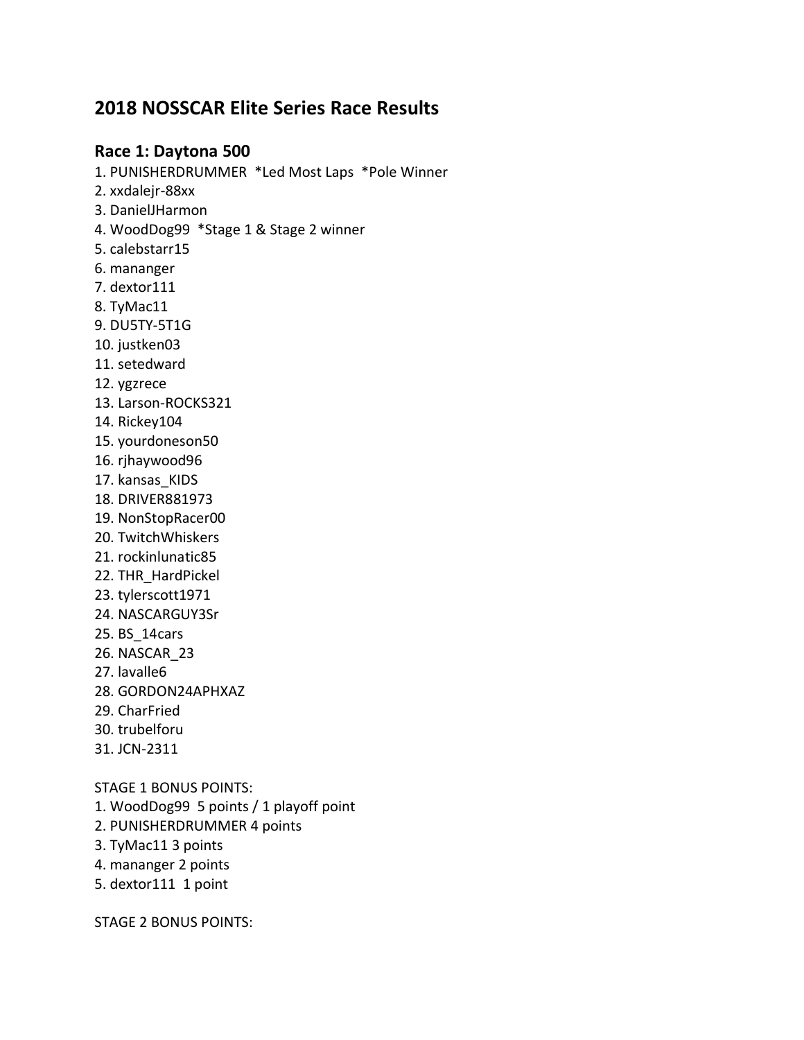# 2018 NOSSCAR Elite Series Race Results

## Race 1: Daytona 500

1. PUNISHERDRUMMER *Led Most Laps *Pole Winner
2. xxdalejr-88xx
3. DanielJHarmon
4. WoodDog99 *Stage 1 & Stage 2 winner
5. calebstarr15
6. mananger
7. dextor111
8. TyMac11
9. DU5TY-5T1G
10. justken03
11. setedward
12. ygzrece
13. Larson-ROCKS321
14. Rickey104
15. yourdoneson50
16. rjhaywood96
17. kansas_KIDS
18. DRIVER881973
19. NonStopRacer00
20. TwitchWhiskers
21. rockinlunatic85
22. THR_HardPickel
23. tylerscott1971
24. NASCARGUY3Sr
25. BS_14cars
26. NASCAR_23
27. lavalle6
28. GORDON24APHXAZ
29. CharFried
30. trubelforu
31. JCN-2311

STAGE 1 BONUS POINTS:

1. WoodDog99 5 points / 1 playoff point
2. PUNISHERDRUMMER 4 points
3. TyMac11 3 points
4. mananger 2 points
5. dextor111 1 point

STAGE 2 BONUS POINTS: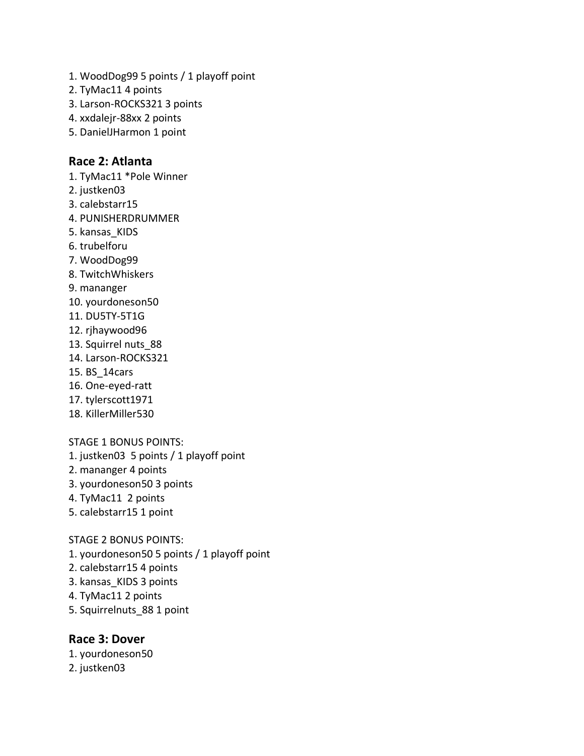1. WoodDog99 5 points / 1 playoff point
2. TyMac11 4 points
3. Larson-ROCKS321 3 points
4. xxdalejr-88xx 2 points
5. DanielJHarmon 1 point

## Race 2: Atlanta

1. TyMac11 *Pole Winner
2. justken03
3. calebstarr15
4. PUNISHERDRUMMER
5. kansas_KIDS
6. trubelforu
7. WoodDog99
8. TwitchWhiskers
9. mananger
10. yourdoneson50
11. DU5TY-5T1G
12. rjhaywood96
13. Squirrel nuts_88
14. Larson-ROCKS321
15. BS_14cars
16. One-eyed-ratt
17. tylerscott1971
18. KillerMiller530

STAGE 1 BONUS POINTS:

1. justken03 5 points / 1 playoff point
2. mananger 4 points
3. yourdoneson50 3 points
4. TyMac11 2 points
5. calebstarr15 1 point

STAGE 2 BONUS POINTS:

1. yourdoneson50 5 points / 1 playoff point
2. calebstarr15 4 points
3. kansas_KIDS 3 points
4. TyMac11 2 points
5. Squirrelnuts_88 1 point

## Race 3: Dover

1. yourdoneson50
2. justken03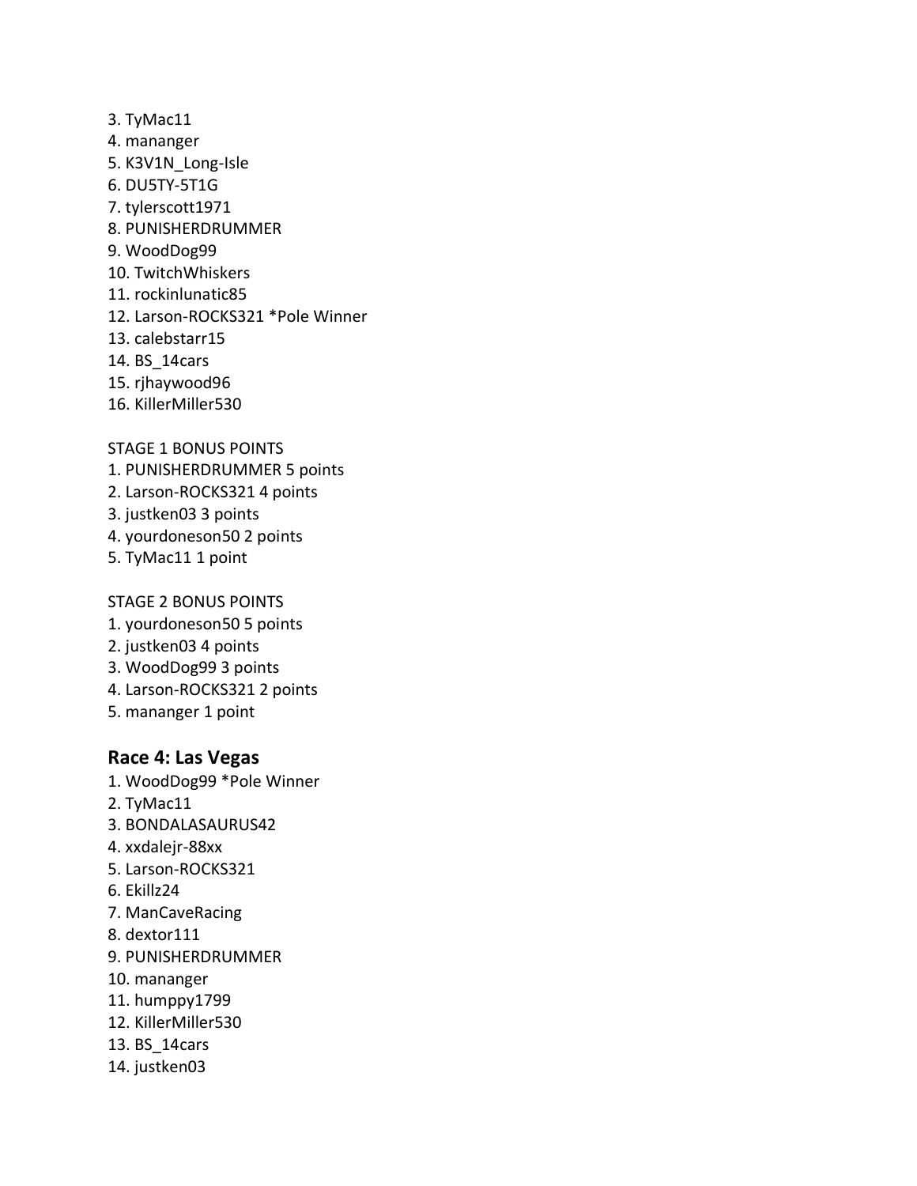3. TyMac11
4. mananger
5. K3V1N_Long-Isle
6. DU5TY-5T1G
7. tylerscott1971
8. PUNISHERDRUMMER
9. WoodDog99
10. TwitchWhiskers
11. rockinlunatic85
12. Larson-ROCKS321 *Pole Winner
13. calebstarr15
14. BS_14cars
15. rjhaywood96
16. KillerMiller530

STAGE 1 BONUS POINTS
1. PUNISHERDRUMMER 5 points
2. Larson-ROCKS321 4 points
3. justken03 3 points
4. yourdoneson50 2 points
5. TyMac11 1 point

STAGE 2 BONUS POINTS
1. yourdoneson50 5 points
2. justken03 4 points
3. WoodDog99 3 points
4. Larson-ROCKS321 2 points
5. mananger 1 point

## Race 4: Las Vegas

1. WoodDog99 *Pole Winner
2. TyMac11
3. BONDALASAURUS42
4. xxdalejr-88xx
5. Larson-ROCKS321
6. Ekillz24
7. ManCaveRacing
8. dextor111
9. PUNISHERDRUMMER
10. mananger
11. humppy1799
12. KillerMiller530
13. BS_14cars
14. justken03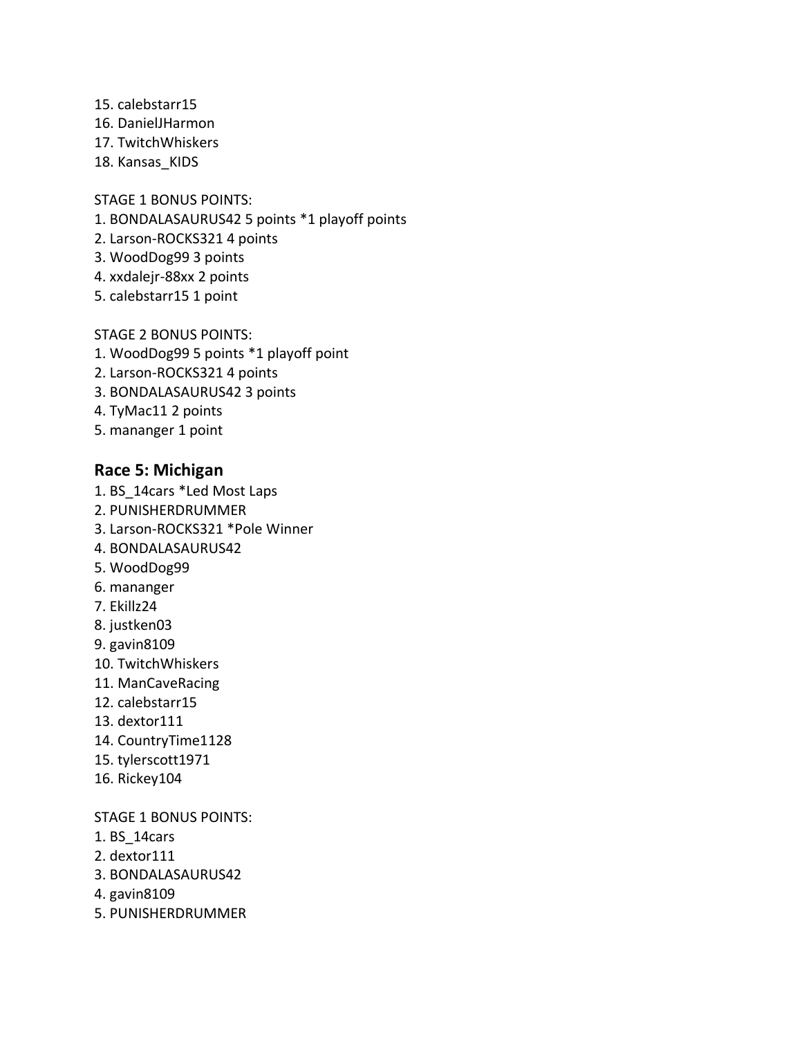15. calebstarr15
16. DanielJHarmon
17. TwitchWhiskers
18. Kansas_KIDS

STAGE 1 BONUS POINTS:
1. BONDALASAURUS42 5 points *1 playoff points
2. Larson-ROCKS321 4 points
3. WoodDog99 3 points
4. xxdalejr-88xx 2 points
5. calebstarr15 1 point

STAGE 2 BONUS POINTS:
1. WoodDog99 5 points *1 playoff point
2. Larson-ROCKS321 4 points
3. BONDALASAURUS42 3 points
4. TyMac11 2 points
5. mananger 1 point

## Race 5: Michigan

1. BS_14cars *Led Most Laps
2. PUNISHERDRUMMER
3. Larson-ROCKS321 *Pole Winner
4. BONDALASAURUS42
5. WoodDog99
6. mananger
7. Ekillz24
8. justken03
9. gavin8109
10. TwitchWhiskers
11. ManCaveRacing
12. calebstarr15
13. dextor111
14. CountryTime1128
15. tylerscott1971
16. Rickey104

STAGE 1 BONUS POINTS:
1. BS_14cars
2. dextor111
3. BONDALASAURUS42
4. gavin8109
5. PUNISHERDRUMMER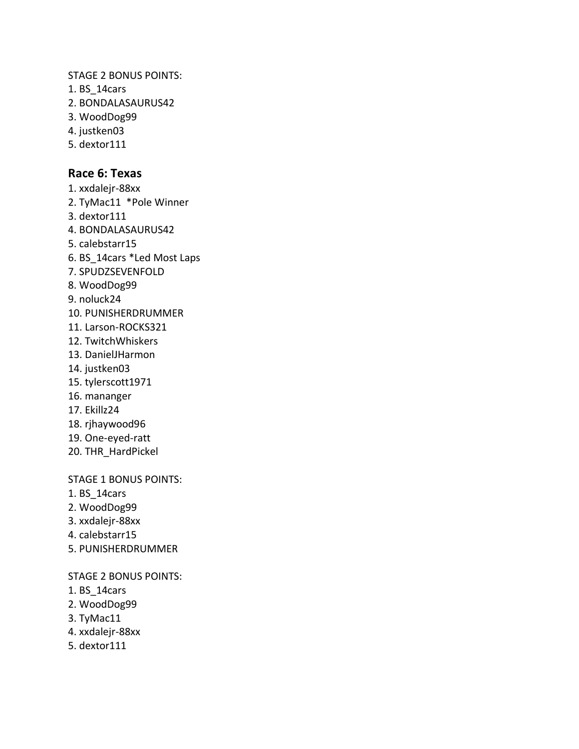STAGE 2 BONUS POINTS:
1. BS_14cars
2. BONDALASAURUS42
3. WoodDog99
4. justken03
5. dextor111

### Race 6: Texas

1. xxdalejr-88xx
2. TyMac11 *Pole Winner
3. dextor111
4. BONDALASAURUS42
5. calebstarr15
6. BS_14cars *Led Most Laps
7. SPUDZSEVENFOLD
8. WoodDog99
9. noluck24
10. PUNISHERDRUMMER
11. Larson-ROCKS321
12. TwitchWhiskers
13. DanielJHarmon
14. justken03
15. tylerscott1971
16. mananger
17. Ekillz24
18. rjhaywood96
19. One-eyed-ratt
20. THR_HardPickel

STAGE 1 BONUS POINTS:
1. BS_14cars
2. WoodDog99
3. xxdalejr-88xx
4. calebstarr15
5. PUNISHERDRUMMER

STAGE 2 BONUS POINTS:
1. BS_14cars
2. WoodDog99
3. TyMac11
4. xxdalejr-88xx
5. dextor111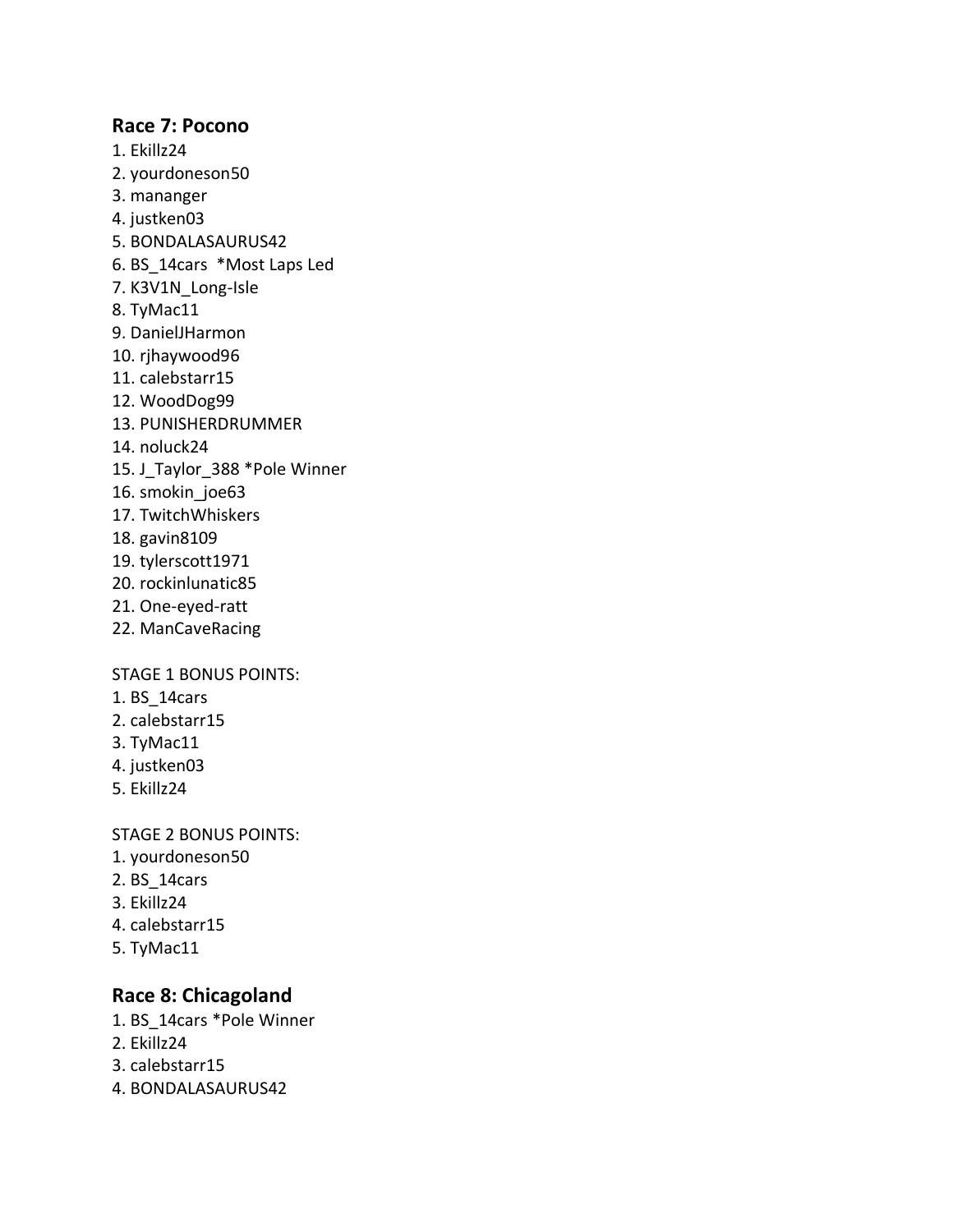## Race 7: Pocono

1. Ekillz24
2. yourdoneson50
3. mananger
4. justken03
5. BONDALASAURUS42
6. BS_14cars *Most Laps Led
7. K3V1N_Long-Isle
8. TyMac11
9. DanielJHarmon
10. rjhaywood96
11. calebstarr15
12. WoodDog99
13. PUNISHERDRUMMER
14. noluck24
15. J_Taylor_388 *Pole Winner
16. smokin_joe63
17. TwitchWhiskers
18. gavin8109
19. tylerscott1971
20. rockinlunatic85
21. One-eyed-ratt
22. ManCaveRacing

STAGE 1 BONUS POINTS:

1. BS_14cars
2. calebstarr15
3. TyMac11
4. justken03
5. Ekillz24

STAGE 2 BONUS POINTS:

1. yourdoneson50
2. BS_14cars
3. Ekillz24
4. calebstarr15
5. TyMac11

## Race 8: Chicagoland

1. BS_14cars *Pole Winner
2. Ekillz24
3. calebstarr15
4. BONDALASAURUS42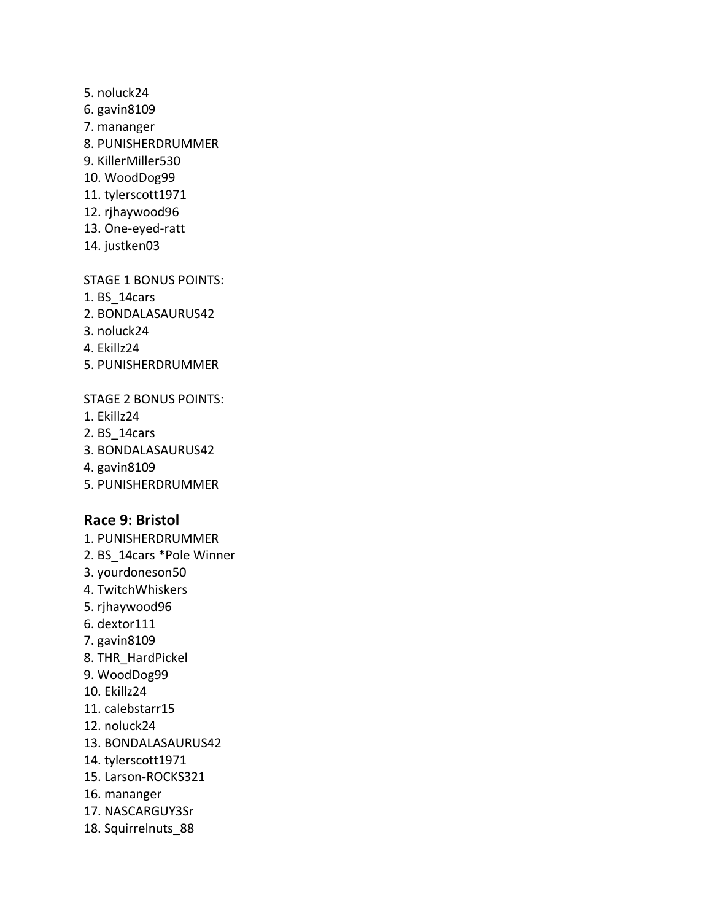5. noluck24
6. gavin8109
7. mananger
8. PUNISHERDRUMMER
9. KillerMiller530
10. WoodDog99
11. tylerscott1971
12. rjhaywood96
13. One-eyed-ratt
14. justken03

STAGE 1 BONUS POINTS:
1. BS_14cars
2. BONDALASAURUS42
3. noluck24
4. Ekillz24
5. PUNISHERDRUMMER

STAGE 2 BONUS POINTS:
1. Ekillz24
2. BS_14cars
3. BONDALASAURUS42
4. gavin8109
5. PUNISHERDRUMMER

## Race 9: Bristol

1. PUNISHERDRUMMER
2. BS_14cars *Pole Winner
3. yourdoneson50
4. TwitchWhiskers
5. rjhaywood96
6. dextor111
7. gavin8109
8. THR_HardPickel
9. WoodDog99
10. Ekillz24
11. calebstarr15
12. noluck24
13. BONDALASAURUS42
14. tylerscott1971
15. Larson-ROCKS321
16. mananger
17. NASCARGUY3Sr
18. Squirrelnuts_88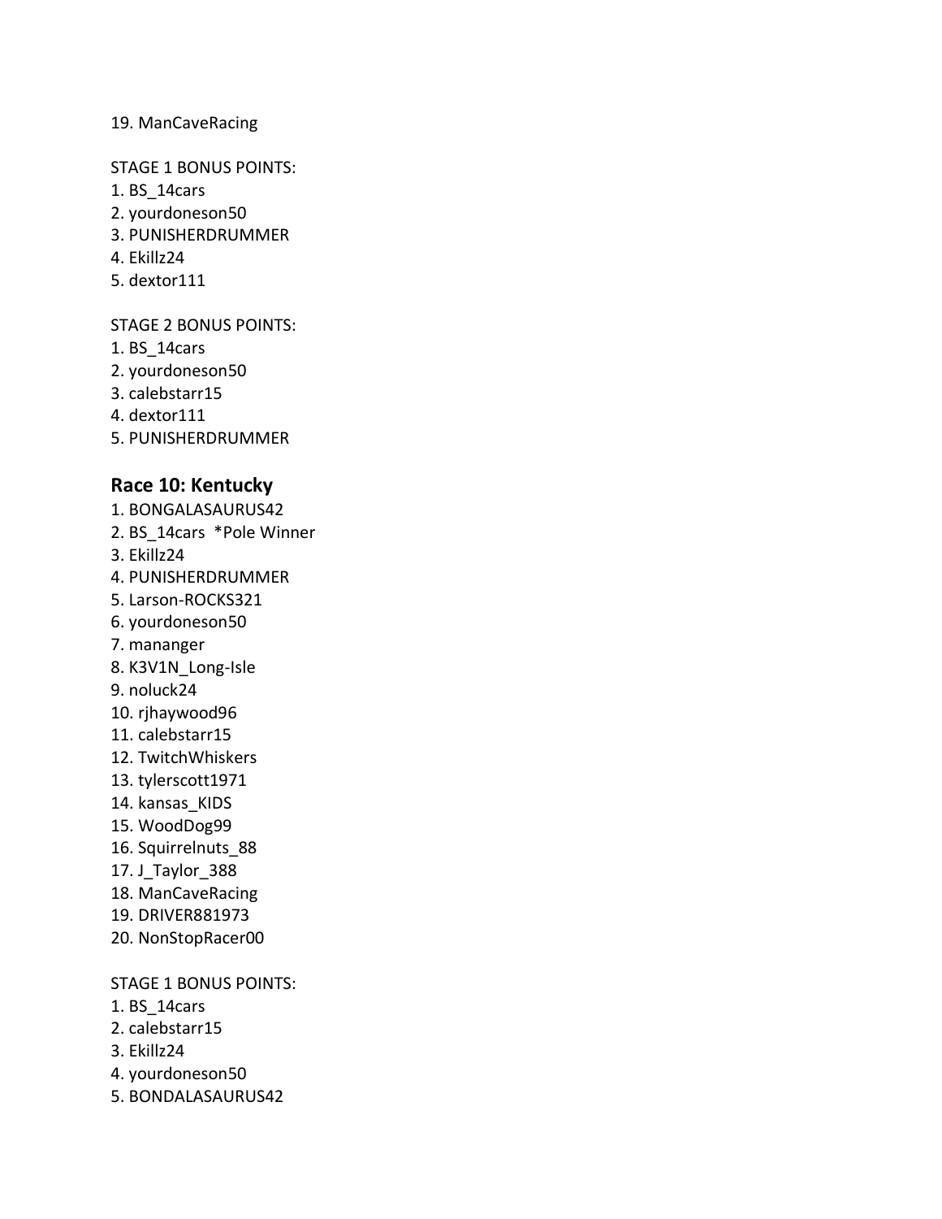19. ManCaveRacing

STAGE 1 BONUS POINTS:
1. BS_14cars
2. yourdoneson50
3. PUNISHERDRUMMER
4. Ekillz24
5. dextor111

STAGE 2 BONUS POINTS:
1. BS_14cars
2. yourdoneson50
3. calebstarr15
4. dextor111
5. PUNISHERDRUMMER

## Race 10: Kentucky

1. BONGALASAURUS42
2. BS_14cars *Pole Winner
3. Ekillz24
4. PUNISHERDRUMMER
5. Larson-ROCKS321
6. yourdoneson50
7. mananger
8. K3V1N_Long-Isle
9. noluck24
10. rjhaywood96
11. calebstarr15
12. TwitchWhiskers
13. tylerscott1971
14. kansas_KIDS
15. WoodDog99
16. Squirrelnuts_88
17. J_Taylor_388
18. ManCaveRacing
19. DRIVER881973
20. NonStopRacer00

STAGE 1 BONUS POINTS:
1. BS_14cars
2. calebstarr15
3. Ekillz24
4. yourdoneson50
5. BONDALASAURUS42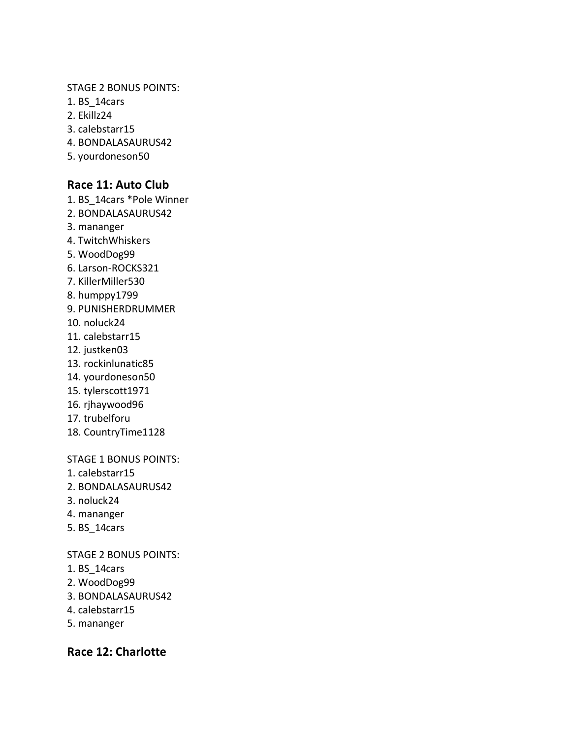STAGE 2 BONUS POINTS:
1. BS_14cars
2. Ekillz24
3. calebstarr15
4. BONDALASAURUS42
5. yourdoneson50

### Race 11: Auto Club

1. BS_14cars *Pole Winner
2. BONDALASAURUS42
3. mananger
4. TwitchWhiskers
5. WoodDog99
6. Larson-ROCKS321
7. KillerMiller530
8. humppy1799
9. PUNISHERDRUMMER
10. noluck24
11. calebstarr15
12. justken03
13. rockinlunatic85
14. yourdoneson50
15. tylerscott1971
16. rjhaywood96
17. trubelforu
18. CountryTime1128

STAGE 1 BONUS POINTS:
1. calebstarr15
2. BONDALASAURUS42
3. noluck24
4. mananger
5. BS_14cars

STAGE 2 BONUS POINTS:
1. BS_14cars
2. WoodDog99
3. BONDALASAURUS42
4. calebstarr15
5. mananger

### Race 12: Charlotte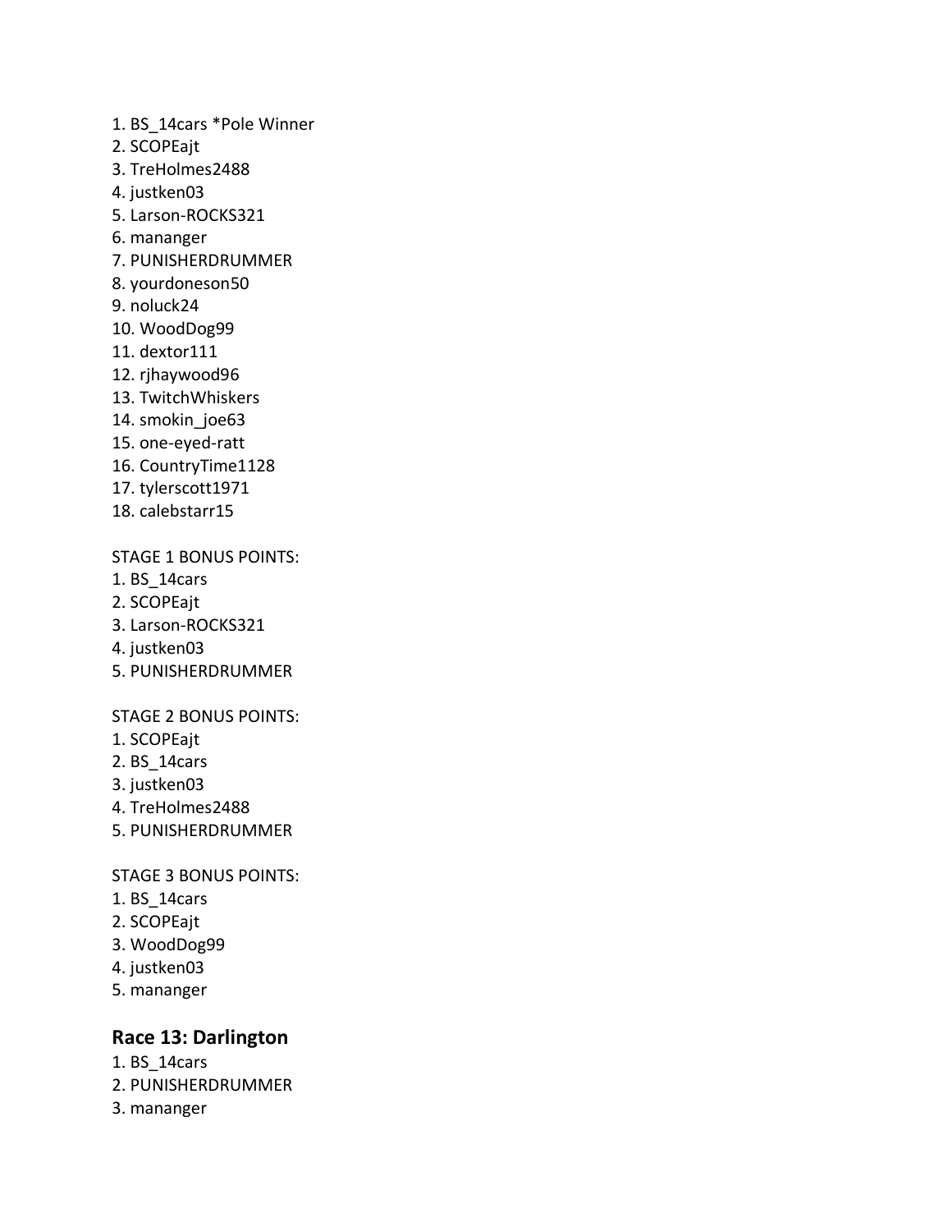1. BS_14cars *Pole Winner
2. SCOPEajt
3. TreHolmes2488
4. justken03
5. Larson-ROCKS321
6. mananger
7. PUNISHERDRUMMER
8. yourdoneson50
9. noluck24
10. WoodDog99
11. dextor111
12. rjhaywood96
13. TwitchWhiskers
14. smokin_joe63
15. one-eyed-ratt
16. CountryTime1128
17. tylerscott1971
18. calebstarr15

STAGE 1 BONUS POINTS:
1. BS_14cars
2. SCOPEajt
3. Larson-ROCKS321
4. justken03
5. PUNISHERDRUMMER

STAGE 2 BONUS POINTS:
1. SCOPEajt
2. BS_14cars
3. justken03
4. TreHolmes2488
5. PUNISHERDRUMMER

STAGE 3 BONUS POINTS:
1. BS_14cars
2. SCOPEajt
3. WoodDog99
4. justken03
5. mananger

## Race 13: Darlington

1. BS_14cars
2. PUNISHERDRUMMER
3. mananger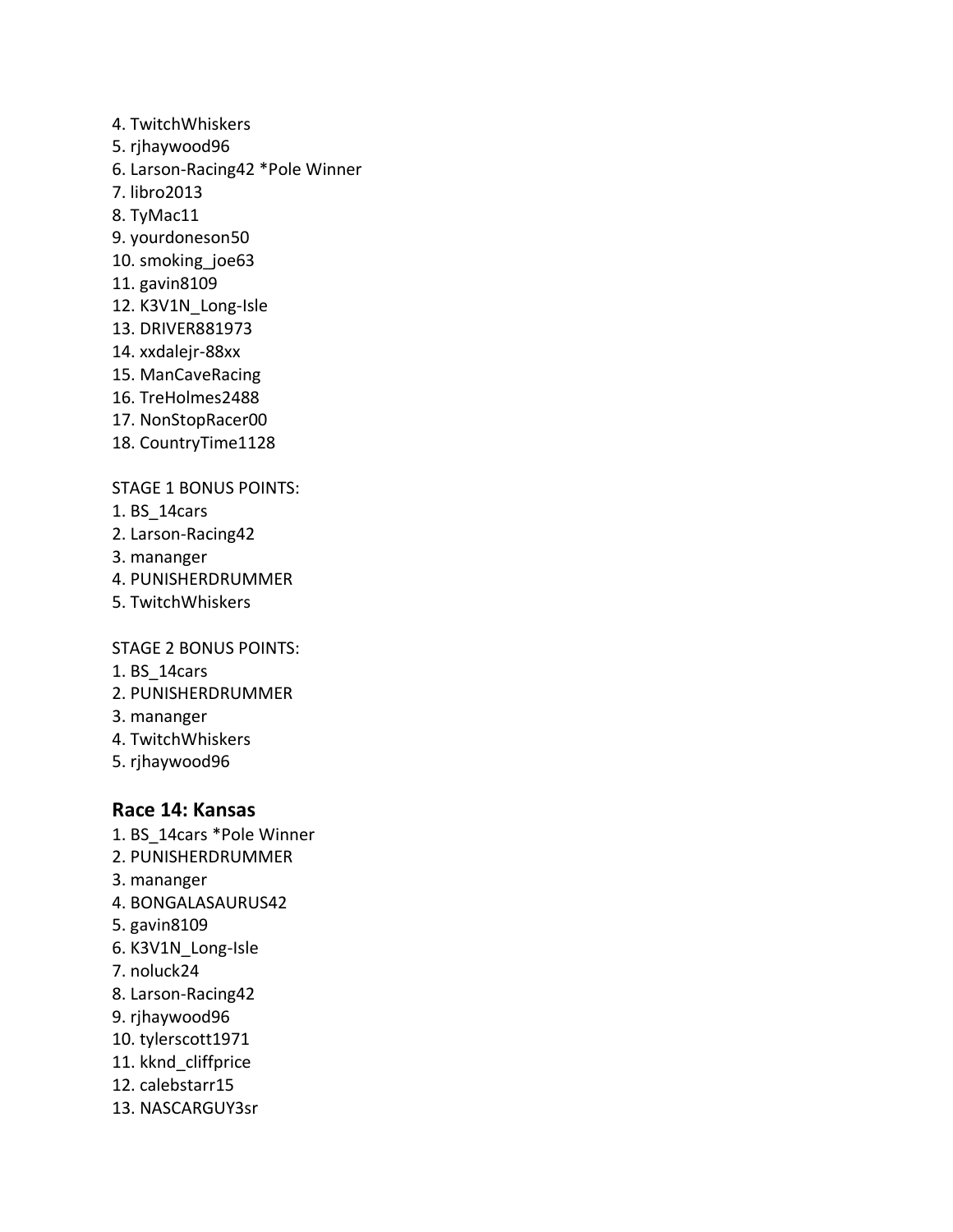4. TwitchWhiskers
5. rjhaywood96
6. Larson-Racing42 *Pole Winner
7. libro2013
8. TyMac11
9. yourdoneson50
10. smoking_joe63
11. gavin8109
12. K3V1N_Long-Isle
13. DRIVER881973
14. xxdalejr-88xx
15. ManCaveRacing
16. TreHolmes2488
17. NonStopRacer00
18. CountryTime1128

STAGE 1 BONUS POINTS:
1. BS_14cars
2. Larson-Racing42
3. mananger
4. PUNISHERDRUMMER
5. TwitchWhiskers

STAGE 2 BONUS POINTS:
1. BS_14cars
2. PUNISHERDRUMMER
3. mananger
4. TwitchWhiskers
5. rjhaywood96

## Race 14: Kansas

1. BS_14cars *Pole Winner
2. PUNISHERDRUMMER
3. mananger
4. BONGALASAURUS42
5. gavin8109
6. K3V1N_Long-Isle
7. noluck24
8. Larson-Racing42
9. rjhaywood96
10. tylerscott1971
11. kknd_cliffprice
12. calebstarr15
13. NASCARGUY3sr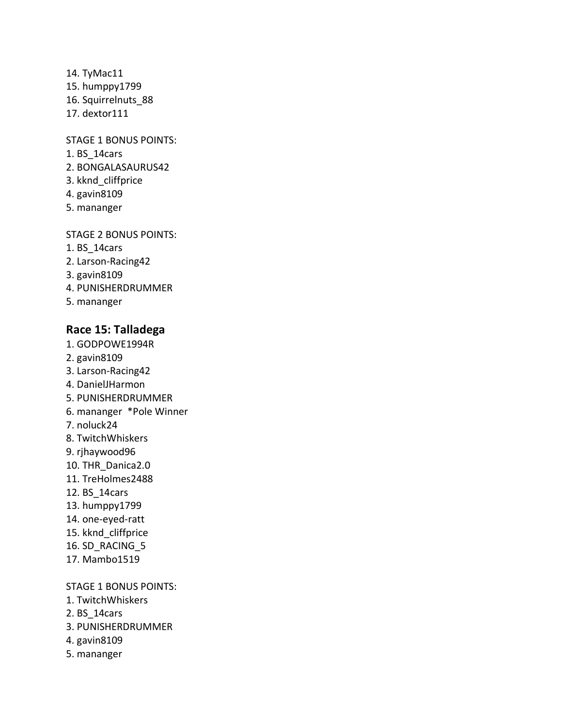14. TyMac11
15. humppy1799
16. Squirrelnuts_88
17. dextor111

STAGE 1 BONUS POINTS:
1. BS_14cars
2. BONGALASAURUS42
3. kknd_cliffprice
4. gavin8109
5. mananger

STAGE 2 BONUS POINTS:
1. BS_14cars
2. Larson-Racing42
3. gavin8109
4. PUNISHERDRUMMER
5. mananger

## Race 15: Talladega

1. GODPOWE1994R
2. gavin8109
3. Larson-Racing42
4. DanielJHarmon
5. PUNISHERDRUMMER
6. mananger *Pole Winner
7. noluck24
8. TwitchWhiskers
9. rjhaywood96
10. THR_Danica2.0
11. TreHolmes2488
12. BS_14cars
13. humppy1799
14. one-eyed-ratt
15. kknd_cliffprice
16. SD_RACING_5
17. Mambo1519

STAGE 1 BONUS POINTS:
1. TwitchWhiskers
2. BS_14cars
3. PUNISHERDRUMMER
4. gavin8109
5. mananger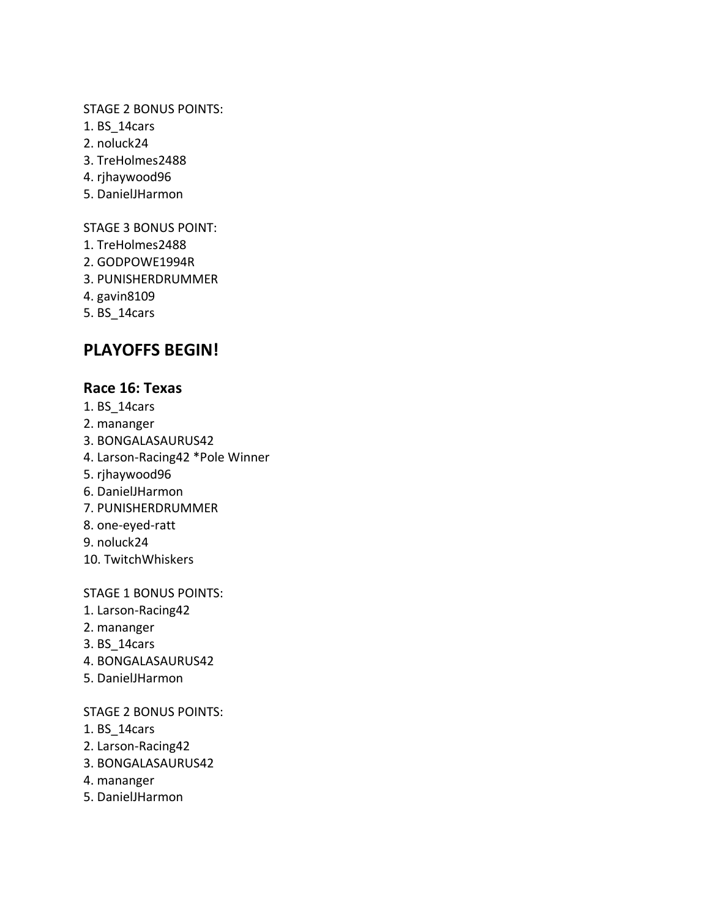STAGE 2 BONUS POINTS:

1. BS_14cars
2. noluck24
3. TreHolmes2488
4. rjhaywood96
5. DanielJHarmon

STAGE 3 BONUS POINT:

1. TreHolmes2488
2. GODPOWE1994R
3. PUNISHERDRUMMER
4. gavin8109
5. BS_14cars

## PLAYOFFS BEGIN!

### Race 16: Texas

1. BS_14cars
2. mananger
3. BONGALASAURUS42
4. Larson-Racing42 *Pole Winner
5. rjhaywood96
6. DanielJHarmon
7. PUNISHERDRUMMER
8. one-eyed-ratt
9. noluck24
10. TwitchWhiskers

STAGE 1 BONUS POINTS:

1. Larson-Racing42
2. mananger
3. BS_14cars
4. BONGALASAURUS42
5. DanielJHarmon

STAGE 2 BONUS POINTS:

1. BS_14cars
2. Larson-Racing42
3. BONGALASAURUS42
4. mananger
5. DanielJHarmon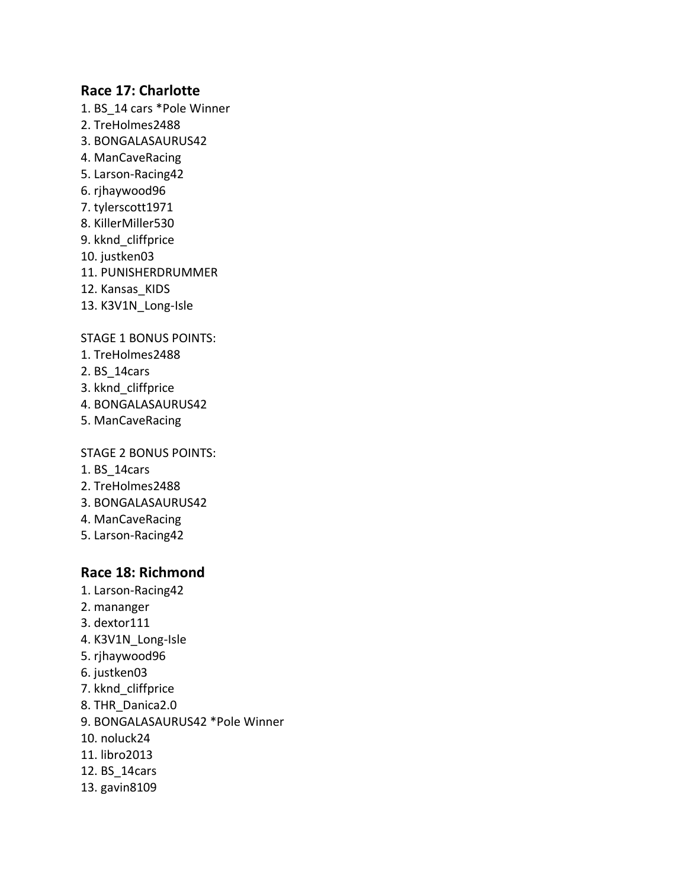## Race 17: Charlotte

1. BS_14 cars *Pole Winner
2. TreHolmes2488
3. BONGALASAURUS42
4. ManCaveRacing
5. Larson-Racing42
6. rjhaywood96
7. tylerscott1971
8. KillerMiller530
9. kknd_cliffprice
10. justken03
11. PUNISHERDRUMMER
12. Kansas_KIDS
13. K3V1N_Long-Isle

STAGE 1 BONUS POINTS:

1. TreHolmes2488
2. BS_14cars
3. kknd_cliffprice
4. BONGALASAURUS42
5. ManCaveRacing

STAGE 2 BONUS POINTS:

1. BS_14cars
2. TreHolmes2488
3. BONGALASAURUS42
4. ManCaveRacing
5. Larson-Racing42

## Race 18: Richmond

1. Larson-Racing42
2. votre mananger
3. dextor111
4. K3V1N_Long-Isle
5. rjhaywood96
6. justken03
7. kknd_cliffprice
8. THR_Danica2.0
9. BONGALASAURUS42 *Pole Winner
10. noluck24
11. libro2013
12. BS_14cars
13. gavin8109

## Race 17: Charlotte

1. BS_14 cars *Pole Winner
2. TreHolmes2488
3. BONGALASAURUS42
4. ManCaveRacing
5. Larson-Racing42
6. rjhaywood96
7. tylerscott1971
8. KillerMiller530
9. kknd_cliffprice
10. justken03
11. PUNISHERDRUMMER
12. Kansas_KIDS
13. K3V1N_Long-Isle

STAGE 1 BONUS POINTS:

1. TreHolmes2488
2. BS_14cars
3. kknd_cliffprice
4. BONGALASAURUS42
5. ManCaveRacing

STAGE 2 BONUS POINTS:

1. BS_14cars
2. TreHolmes2488
3. BONGALASAURUS42
4. ManCaveRacing
5. Larson-Racing42

## Race 18: Richmond

1. Larson-Racing42
2. mananger
3. dextor111
4. K3V1N_Long-Isle
5. rjhaywood96
6. justken03
7. kknd_cliffprice
8. THR_Danica2.0
9. BONGALASAURUS42 *Pole Winner
10. noluck24
11. libro2013
12. BS_14cars
13. gavin8109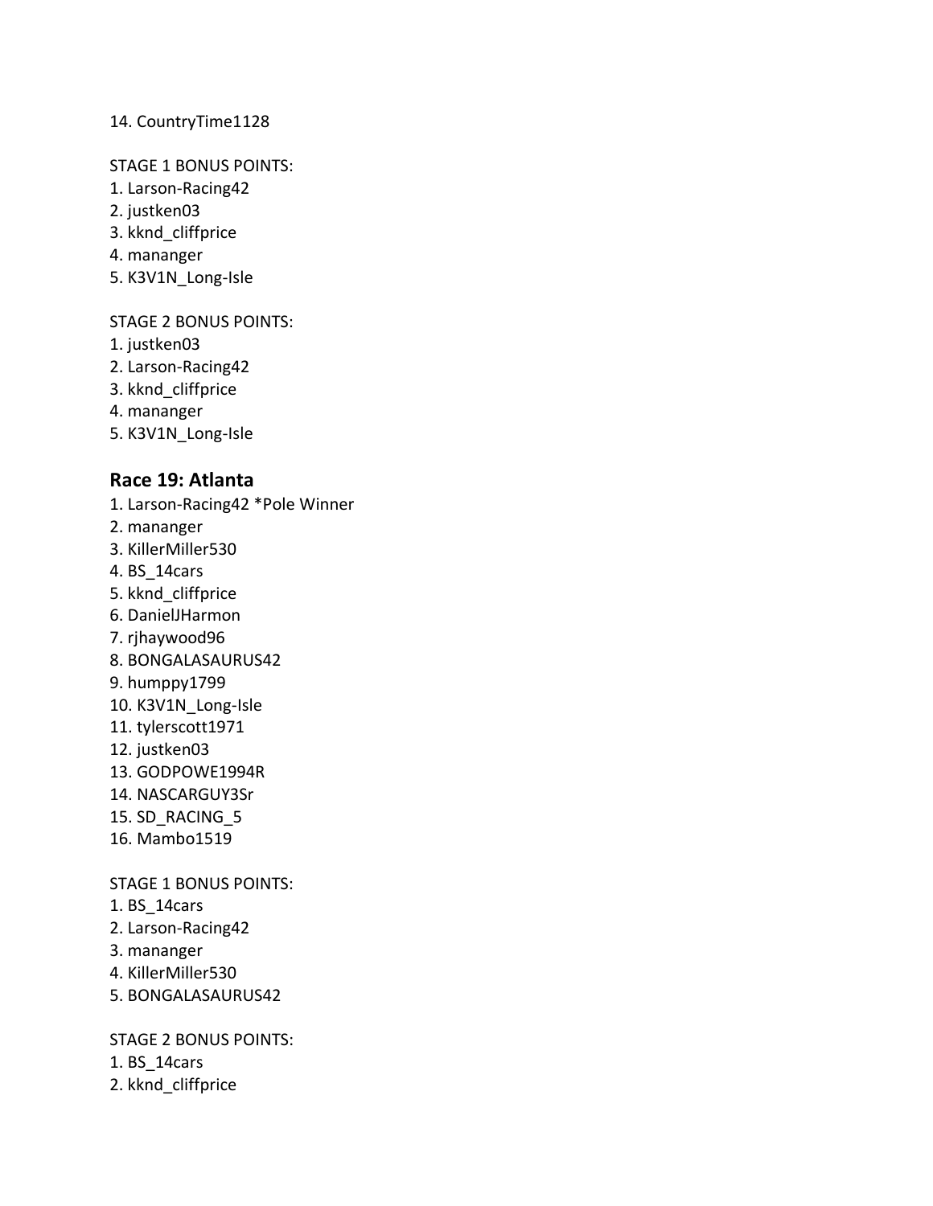14. CountryTime1128

STAGE 1 BONUS POINTS:
1. Larson-Racing42
2. justken03
3. kknd_cliffprice
4. mananger
5. K3V1N_Long-Isle

STAGE 2 BONUS POINTS:
1. justken03
2. Larson-Racing42
3. kknd_cliffprice
4. mananger
5. K3V1N_Long-Isle

## Race 19: Atlanta

1. Larson-Racing42 *Pole Winner
2. mananger
3. KillerMiller530
4. BS_14cars
5. kknd_cliffprice
6. DanielJHarmon
7. rjhaywood96
8. BONGALASAURUS42
9. humppy1799
10. K3V1N_Long-Isle
11. tylerscott1971
12. justken03
13. GODPOWE1994R
14. NASCARGUY3Sr
15. SD_RACING_5
16. Mambo1519

STAGE 1 BONUS POINTS:
1. BS_14cars
2. Larson-Racing42
3. mananger
4. KillerMiller530
5. BONGALASAURUS42

STAGE 2 BONUS POINTS:
1. BS_14cars
2. kknd_cliffprice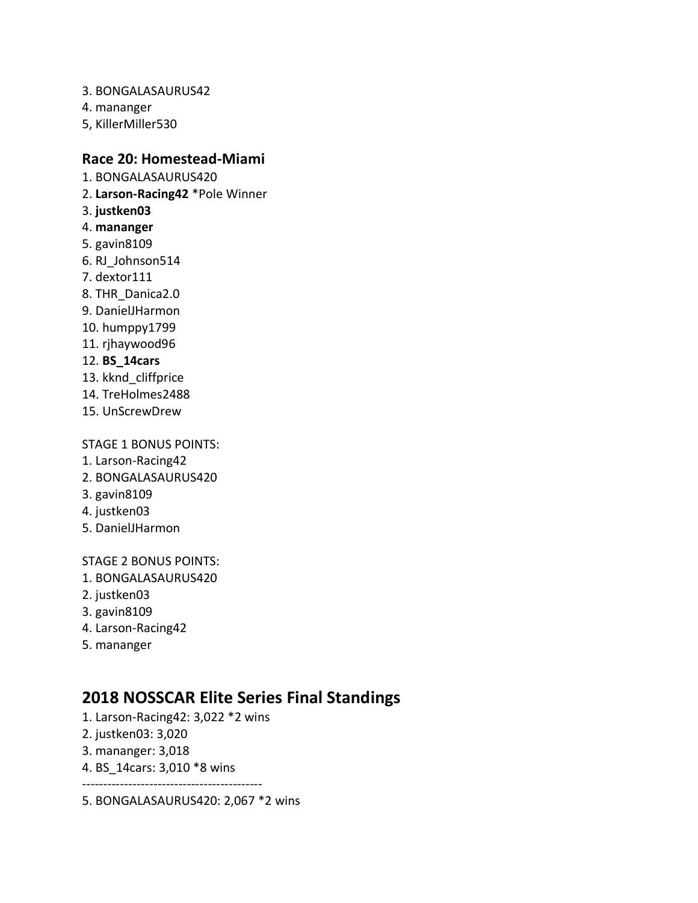3. BONGALASAURUS42
4. mananger
5, KillerMiller530

### Race 20: Homestead-Miami

1. BONGALASAURUS420
2. **Larson-Racing42** *Pole Winner
3. **justken03**
4. **mananger**
5. gavin8109
6. RJ_Johnson514
7. dextor111
8. THR_Danica2.0
9. DanielJHarmon
10. humppy1799
11. rjhaywood96
12. **BS_14cars**
13. kknd_cliffprice
14. TreHolmes2488
15. UnScrewDrew

STAGE 1 BONUS POINTS:

1. Larson-Racing42
2. BONGALASAURUS420
3. gavin8109
4. justken03
5. DanielJHarmon

STAGE 2 BONUS POINTS:

1. BONGALASAURUS420
2. justken03
3. gavin8109
4. Larson-Racing42
5. mananger

## 2018 NOSSCAR Elite Series Final Standings

1. Larson-Racing42: 3,022 *2 wins
2. justken03: 3,020
3. mananger: 3,018
4. BS_14cars: 3,010 *8 wins

-------------------------------------------

5. BONGALASAURUS420: 2,067 *2 wins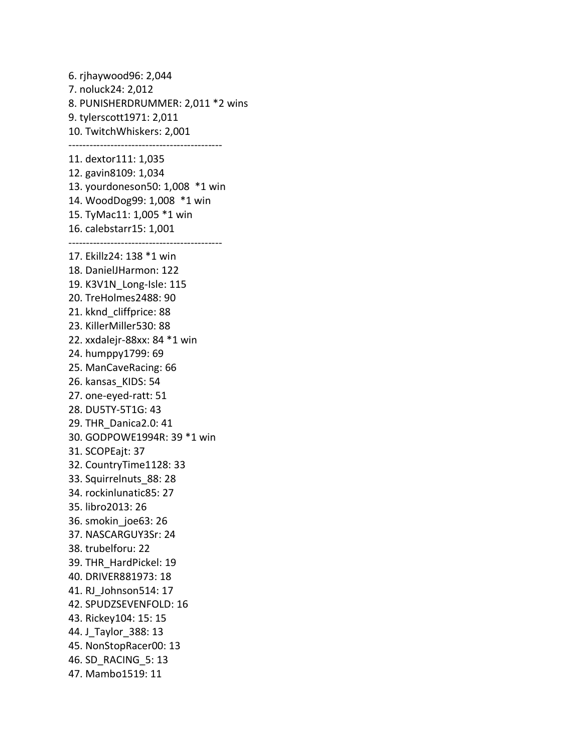6. rjhaywood96: 2,044
7. noluck24: 2,012
8. PUNISHERDRUMMER: 2,011 *2 wins
9. tylerscott1971: 2,011
10. TwitchWhiskers: 2,001

--------------------------------------------

11. dextor111: 1,035
12. gavin8109: 1,034
13. yourdoneson50: 1,008 *1 win
14. WoodDog99: 1,008 *1 win
15. TyMac11: 1,005 *1 win
16. calebstarr15: 1,001

--------------------------------------------

17. Ekillz24: 138 *1 win
18. DanielJHarmon: 122
19. K3V1N_Long-Isle: 115
20. TreHolmes2488: 90
21. kknd_cliffprice: 88
23. KillerMiller530: 88
22. xxdalejr-88xx: 84 *1 win
24. humppy1799: 69
25. ManCaveRacing: 66
26. kansas_KIDS: 54
27. one-eyed-ratt: 51
28. DU5TY-5T1G: 43
29. THR_Danica2.0: 41
30. GODPOWE1994R: 39 *1 win
31. SCOPEajt: 37
32. CountryTime1128: 33
33. Squirrelnuts_88: 28
34. rockinlunatic85: 27
35. libro2013: 26
36. smokin_joe63: 26
37. NASCARGUY3Sr: 24
38. trubelforu: 22
39. THR_HardPickel: 19
40. DRIVER881973: 18
41. RJ_Johnson514: 17
42. SPUDZSEVENFOLD: 16
43. Rickey104: 15: 15
44. J_Taylor_388: 13
45. NonStopRacer00: 13
46. SD_RACING_5: 13
47. Mambo1519: 11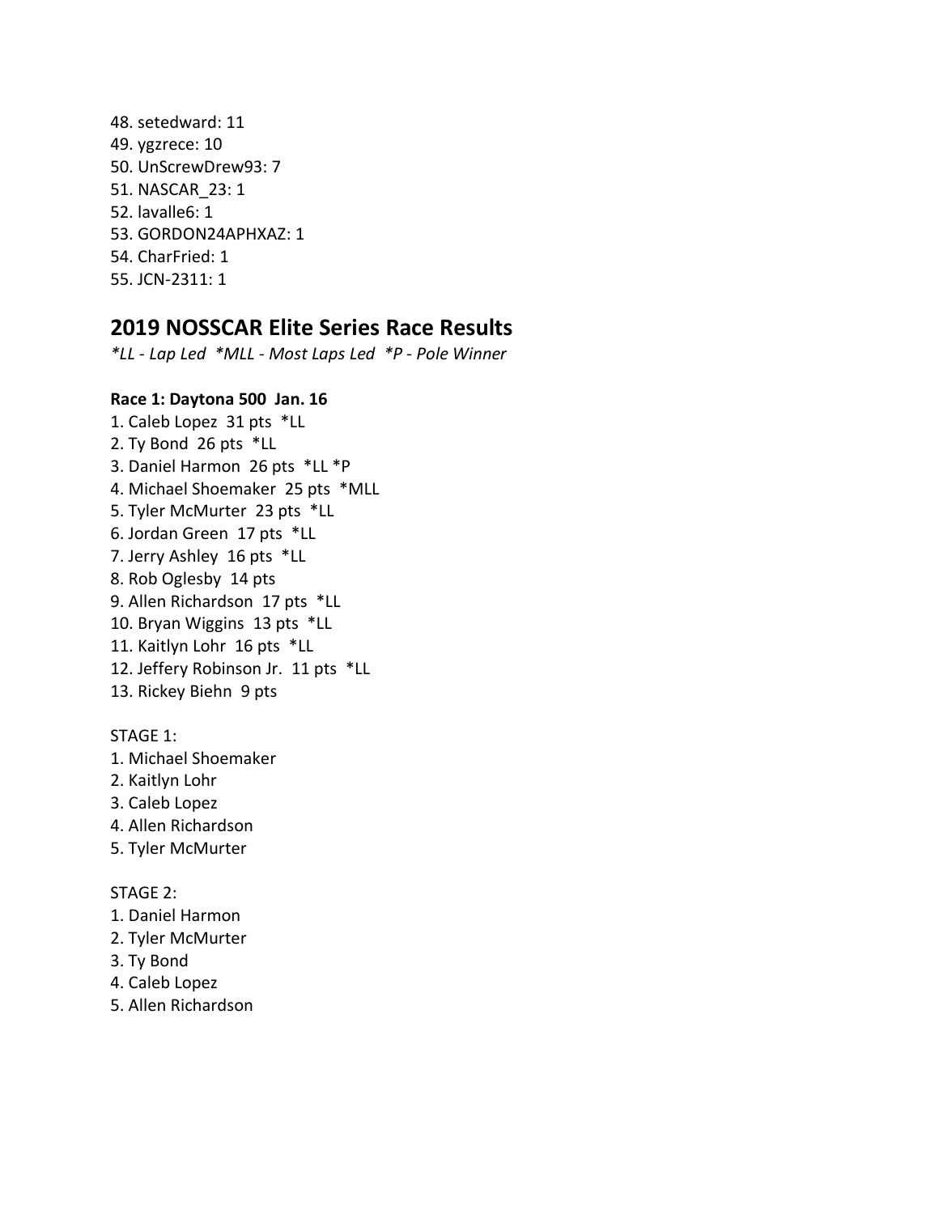48. setedward: 11
49. ygzrece: 10
50. UnScrewDrew93: 7
51. NASCAR_23: 1
52. lavalle6: 1
53. GORDON24APHXAZ: 1
54. CharFried: 1
55. JCN-2311: 1

## 2019 NOSSCAR Elite Series Race Results

*\*LL - Lap Led  \*MLL - Most Laps Led  \*P - Pole Winner*

**Race 1: Daytona 500  Jan. 16**

1. Caleb Lopez  31 pts  *LL
2. Ty Bond  26 pts  *LL
3. Daniel Harmon  26 pts  *LL *P
4. Michael Shoemaker  25 pts  *MLL
5. Tyler McMurter  23 pts  *LL
6. Jordan Green  17 pts  *LL
7. Jerry Ashley  16 pts  *LL
8. Rob Oglesby  14 pts
9. Allen Richardson  17 pts  *LL
10. Bryan Wiggins  13 pts  *LL
11. Kaitlyn Lohr  16 pts  *LL
12. Jeffery Robinson Jr.  11 pts  *LL
13. Rickey Biehn  9 pts

STAGE 1:

1. Michael Shoemaker
2. Kaitlyn Lohr
3. Caleb Lopez
4. Allen Richardson
5. Tyler McMurter

STAGE 2:

1. Daniel Harmon
2. Tyler McMurter
3. Ty Bond
4. Caleb Lopez
5. Allen Richardson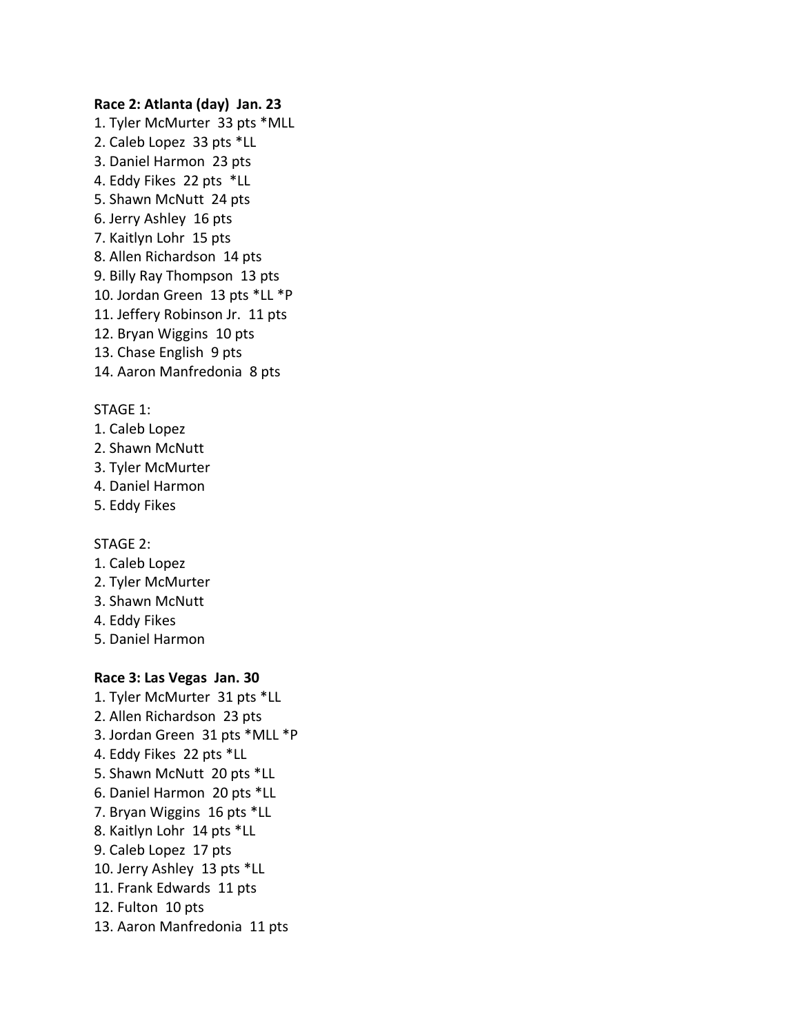**Race 2: Atlanta (day)  Jan. 23**

1. Tyler McMurter  33 pts *MLL
2. Caleb Lopez  33 pts *LL
3. Daniel Harmon  23 pts
4. Eddy Fikes  22 pts  *LL
5. Shawn McNutt  24 pts
6. Jerry Ashley  16 pts
7. Kaitlyn Lohr  15 pts
8. Allen Richardson  14 pts
9. Billy Ray Thompson  13 pts
10. Jordan Green  13 pts *LL *P
11. Jeffery Robinson Jr.  11 pts
12. Bryan Wiggins  10 pts
13. Chase English  9 pts
14. Aaron Manfredonia  8 pts

STAGE 1:

1. Caleb Lopez
2. Shawn McNutt
3. Tyler McMurter
4. Daniel Harmon
5. Eddy Fikes

STAGE 2:

1. Caleb Lopez
2. Tyler McMurter
3. Shawn McNutt
4. Eddy Fikes
5. Daniel Harmon

**Race 3: Las Vegas  Jan. 30**

1. Tyler McMurter  31 pts *LL
2. Allen Richardson  23 pts
3. Jordan Green  31 pts *MLL *P
4. Eddy Fikes  22 pts *LL
5. Shawn McNutt  20 pts *LL
6. Daniel Harmon  20 pts *LL
7. Bryan Wiggins  16 pts *LL
8. Kaitlyn Lohr  14 pts *LL
9. Caleb Lopez  17 pts
10. Jerry Ashley  13 pts *LL
11. Frank Edwards  11 pts
12. Fulton  10 pts
13. Aaron Manfredonia  11 pts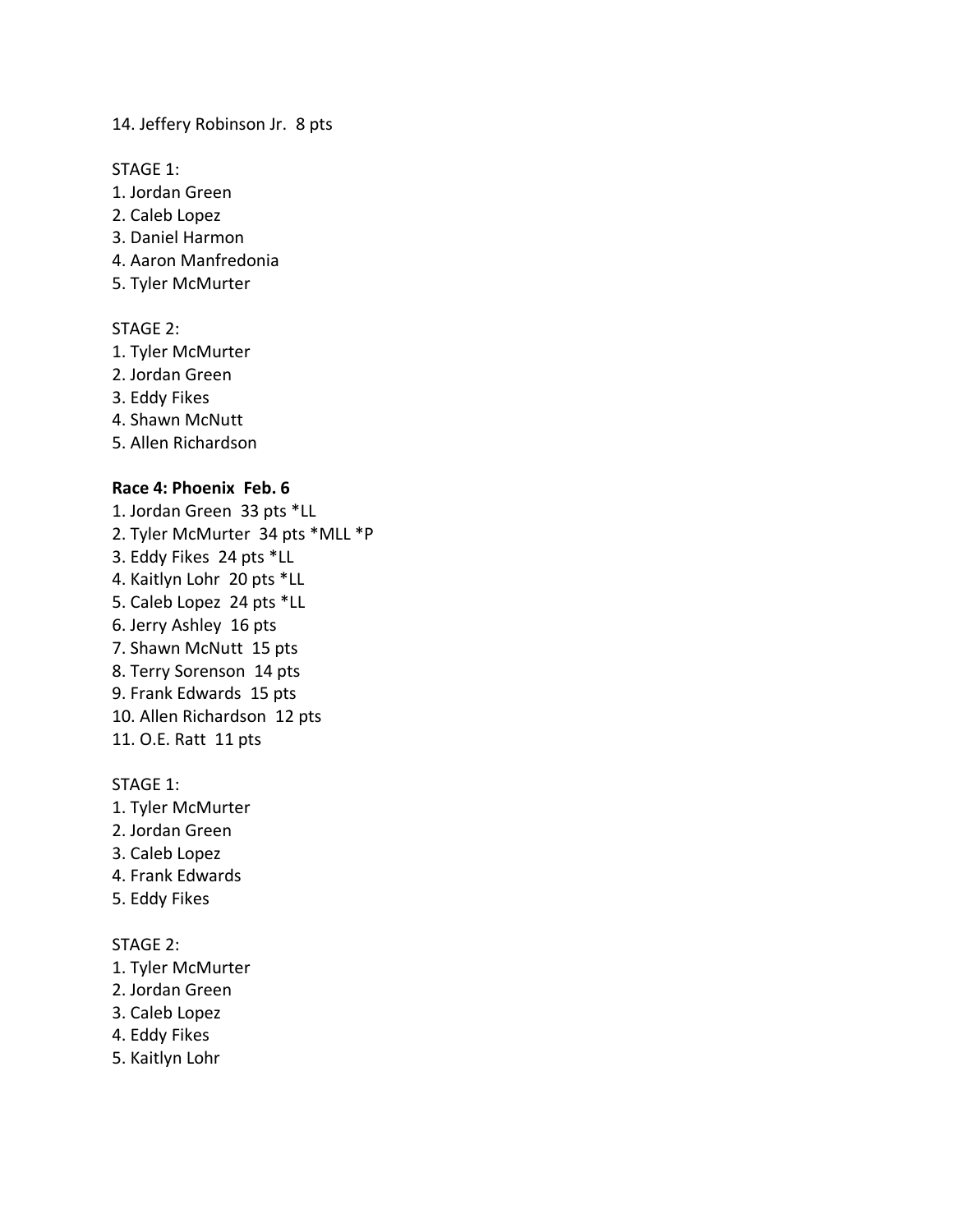14. Jeffery Robinson Jr.  8 pts

STAGE 1:
1. Jordan Green
2. Caleb Lopez
3. Daniel Harmon
4. Aaron Manfredonia
5. Tyler McMurter

STAGE 2:
1. Tyler McMurter
2. Jordan Green
3. Eddy Fikes
4. Shawn McNutt
5. Allen Richardson

**Race 4: Phoenix  Feb. 6**
1. Jordan Green  33 pts *LL
2. Tyler McMurter  34 pts *MLL *P
3. Eddy Fikes  24 pts *LL
4. Kaitlyn Lohr  20 pts *LL
5. Caleb Lopez  24 pts *LL
6. Jerry Ashley  16 pts
7. Shawn McNutt  15 pts
8. Terry Sorenson  14 pts
9. Frank Edwards  15 pts
10. Allen Richardson  12 pts
11. O.E. Ratt  11 pts

STAGE 1:
1. Tyler McMurter
2. Jordan Green
3. Caleb Lopez
4. Frank Edwards
5. Eddy Fikes

STAGE 2:
1. Tyler McMurter
2. Jordan Green
3. Caleb Lopez
4. Eddy Fikes
5. Kaitlyn Lohr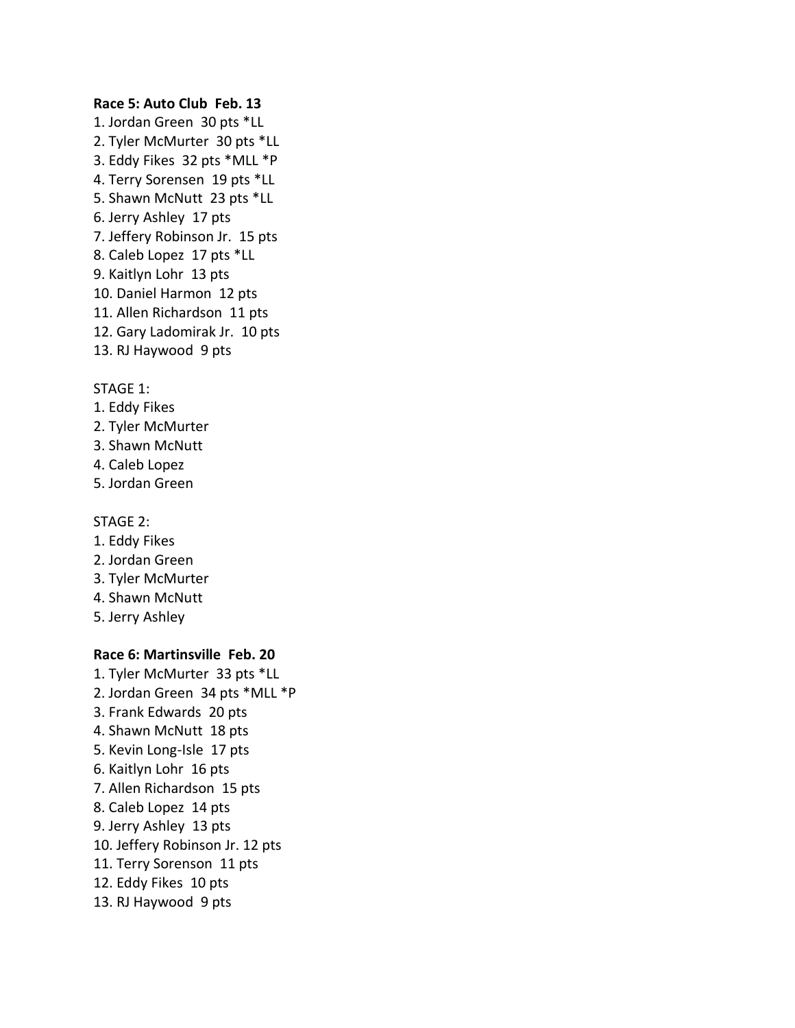**Race 5: Auto Club  Feb. 13**

1. Jordan Green  30 pts *LL
2. Tyler McMurter  30 pts *LL
3. Eddy Fikes  32 pts *MLL *P
4. Terry Sorensen  19 pts *LL
5. Shawn McNutt  23 pts *LL
6. Jerry Ashley  17 pts
7. Jeffery Robinson Jr.  15 pts
8. Caleb Lopez  17 pts *LL
9. Kaitlyn Lohr  13 pts
10. Daniel Harmon  12 pts
11. Allen Richardson  11 pts
12. Gary Ladomirak Jr.  10 pts
13. RJ Haywood  9 pts

STAGE 1:

1. Eddy Fikes
2. Tyler McMurter
3. Shawn McNutt
4. Caleb Lopez
5. Jordan Green

STAGE 2:

1. Eddy Fikes
2. Jordan Green
3. Tyler McMurter
4. Shawn McNutt
5. Jerry Ashley

**Race 6: Martinsville  Feb. 20**

1. Tyler McMurter  33 pts *LL
2. Jordan Green  34 pts *MLL *P
3. Frank Edwards  20 pts
4. Shawn McNutt  18 pts
5. Kevin Long-Isle  17 pts
6. Kaitlyn Lohr  16 pts
7. Allen Richardson  15 pts
8. Caleb Lopez  14 pts
9. Jerry Ashley  13 pts
10. Jeffery Robinson Jr. 12 pts
11. Terry Sorenson  11 pts
12. Eddy Fikes  10 pts
13. RJ Haywood  9 pts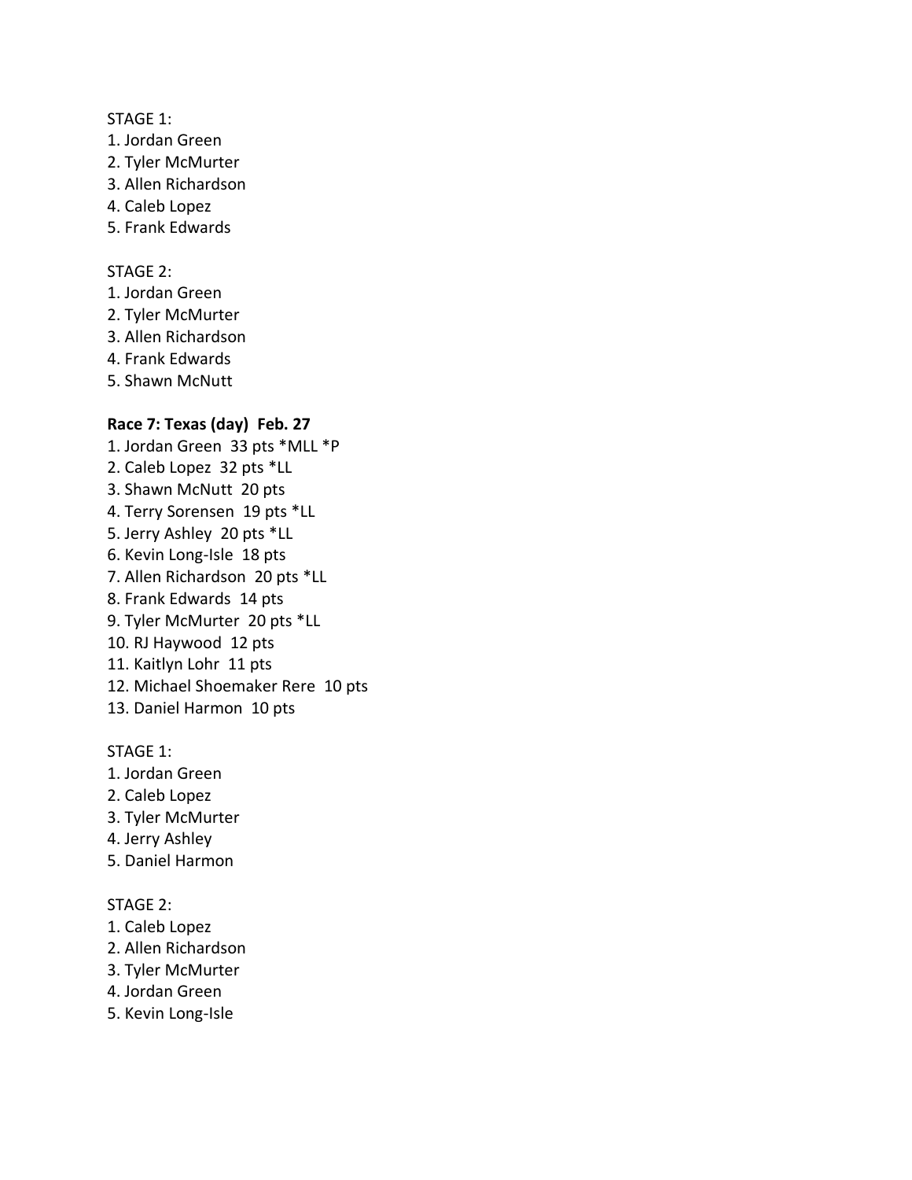STAGE 1:
1. Jordan Green
2. Tyler McMurter
3. Allen Richardson
4. Caleb Lopez
5. Frank Edwards

STAGE 2:
1. Jordan Green
2. Tyler McMurter
3. Allen Richardson
4. Frank Edwards
5. Shawn McNutt

**Race 7: Texas (day) Feb. 27**

1. Jordan Green 33 pts *MLL *P
2. Caleb Lopez 32 pts *LL
3. Shawn McNutt 20 pts
4. Terry Sorensen 19 pts *LL
5. Jerry Ashley 20 pts *LL
6. Kevin Long-Isle 18 pts
7. Allen Richardson 20 pts *LL
8. Frank Edwards 14 pts
9. Tyler McMurter 20 pts *LL
10. RJ Haywood 12 pts
11. Kaitlyn Lohr 11 pts
12. Michael Shoemaker Rere 10 pts
13. Daniel Harmon 10 pts

STAGE 1:
1. Jordan Green
2. Caleb Lopez
3. Tyler McMurter
4. Jerry Ashley
5. Daniel Harmon

STAGE 2:
1. Caleb Lopez
2. Allen Richardson
3. Tyler McMurter
4. Jordan Green
5. Kevin Long-Isle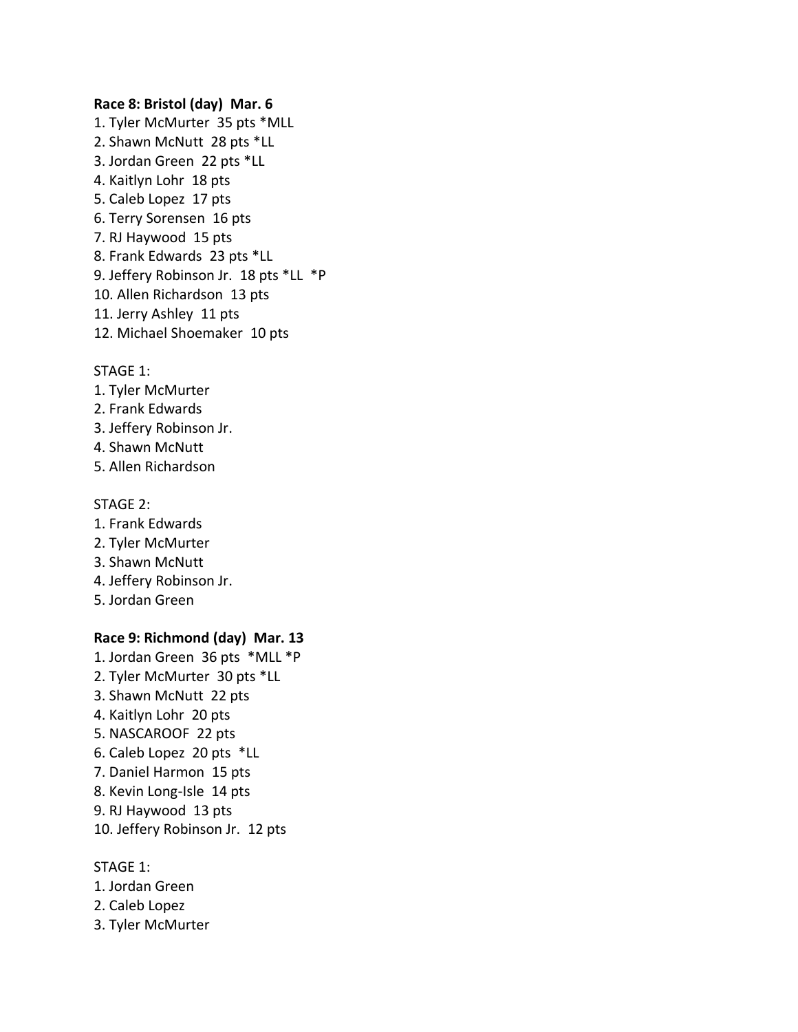**Race 8: Bristol (day)  Mar. 6**

1. Tyler McMurter  35 pts *MLL
2. Shawn McNutt  28 pts *LL
3. Jordan Green  22 pts *LL
4. Kaitlyn Lohr  18 pts
5. Caleb Lopez  17 pts
6. Terry Sorensen  16 pts
7. RJ Haywood  15 pts
8. Frank Edwards  23 pts *LL
9. Jeffery Robinson Jr.  18 pts *LL  *P
10. Allen Richardson  13 pts
11. Jerry Ashley  11 pts
12. Michael Shoemaker  10 pts

STAGE 1:

1. Tyler McMurter
2. Frank Edwards
3. Jeffery Robinson Jr.
4. Shawn McNutt
5. Allen Richardson

STAGE 2:

1. Frank Edwards
2. Tyler McMurter
3. Shawn McNutt
4. Jeffery Robinson Jr.
5. Jordan Green

**Race 9: Richmond (day)  Mar. 13**

1. Jordan Green  36 pts  *MLL *P
2. Tyler McMurter  30 pts *LL
3. Shawn McNutt  22 pts
4. Kaitlyn Lohr  20 pts
5. NASCAROOF  22 pts
6. Caleb Lopez  20 pts  *LL
7. Daniel Harmon  15 pts
8. Kevin Long-Isle  14 pts
9. RJ Haywood  13 pts
10. Jeffery Robinson Jr.  12 pts

STAGE 1:

1. Jordan Green
2. Caleb Lopez
3. Tyler McMurter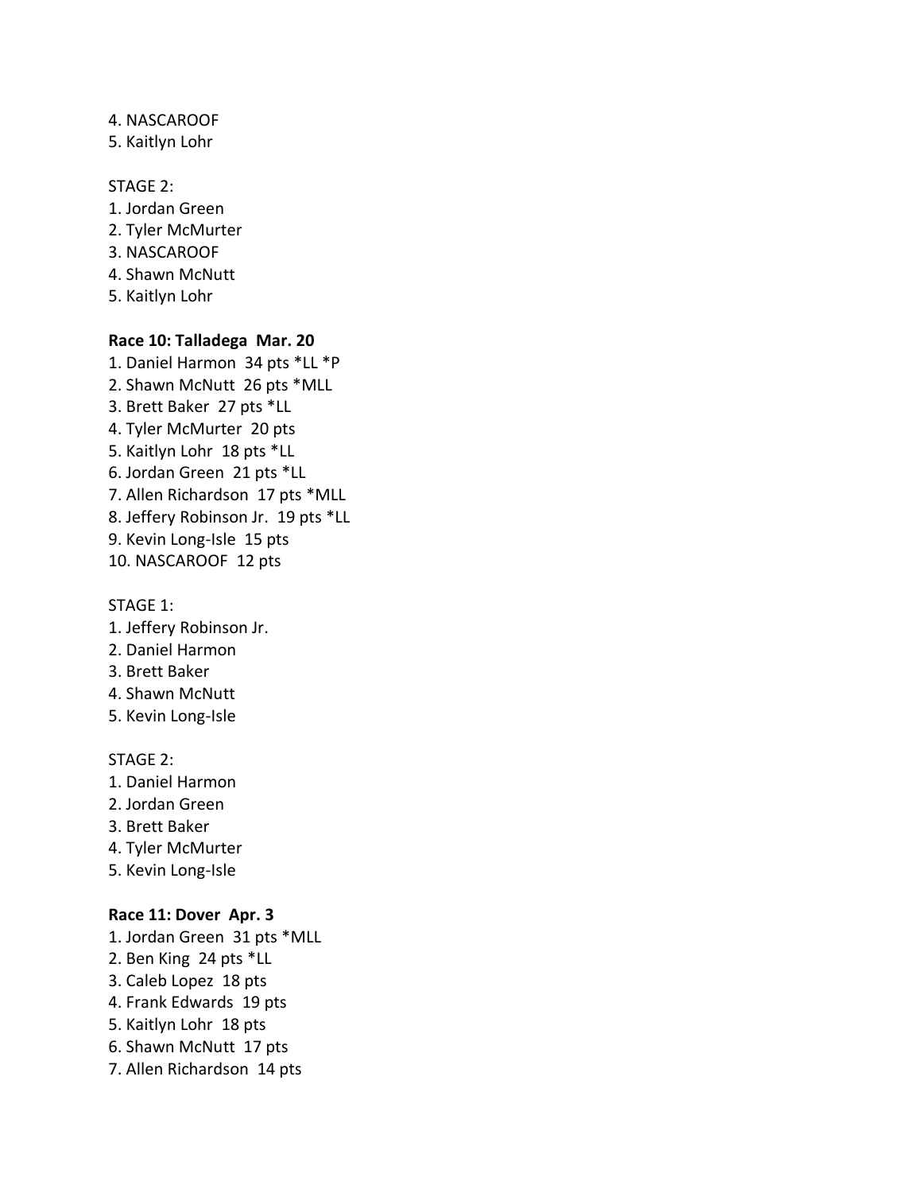4. NASCAROOF
5. Kaitlyn Lohr

STAGE 2:
1. Jordan Green
2. Tyler McMurter
3. NASCAROOF
4. Shawn McNutt
5. Kaitlyn Lohr

**Race 10: Talladega  Mar. 20**
1. Daniel Harmon  34 pts *LL *P
2. Shawn McNutt  26 pts *MLL
3. Brett Baker  27 pts *LL
4. Tyler McMurter  20 pts
5. Kaitlyn Lohr  18 pts *LL
6. Jordan Green  21 pts *LL
7. Allen Richardson  17 pts *MLL
8. Jeffery Robinson Jr.  19 pts *LL
9. Kevin Long-Isle  15 pts
10. NASCAROOF  12 pts

STAGE 1:
1. Jeffery Robinson Jr.
2. Daniel Harmon
3. Brett Baker
4. Shawn McNutt
5. Kevin Long-Isle

STAGE 2:
1. Daniel Harmon
2. Jordan Green
3. Brett Baker
4. Tyler McMurter
5. Kevin Long-Isle

**Race 11: Dover  Apr. 3**
1. Jordan Green  31 pts *MLL
2. Ben King  24 pts *LL
3. Caleb Lopez  18 pts
4. Frank Edwards  19 pts
5. Kaitlyn Lohr  18 pts
6. Shawn McNutt  17 pts
7. Allen Richardson  14 pts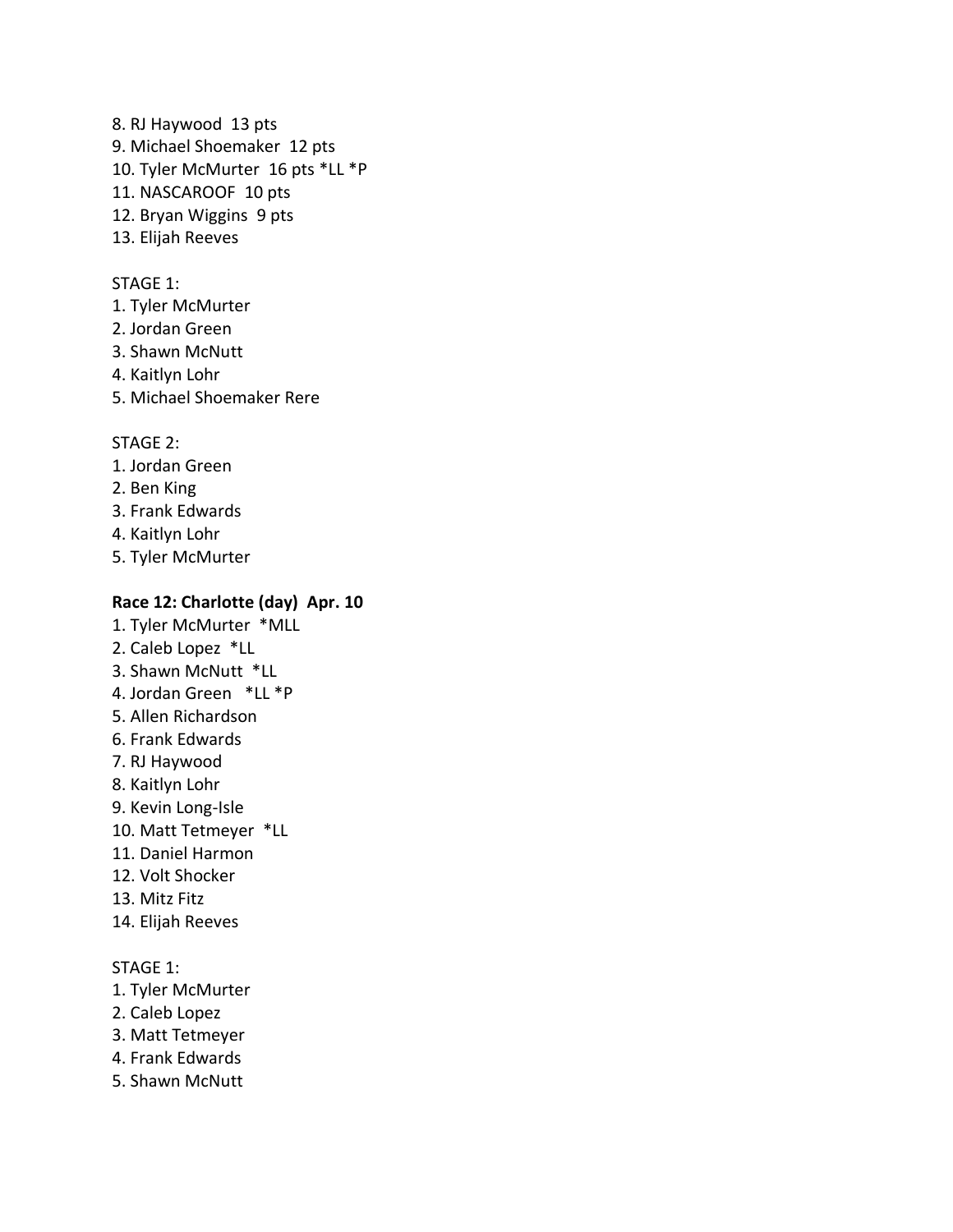8. RJ Haywood  13 pts
9. Michael Shoemaker  12 pts
10. Tyler McMurter  16 pts *LL *P
11. NASCAROOF  10 pts
12. Bryan Wiggins  9 pts
13. Elijah Reeves

STAGE 1:
1. Tyler McMurter
2. Jordan Green
3. Shawn McNutt
4. Kaitlyn Lohr
5. Michael Shoemaker Rere

STAGE 2:
1. Jordan Green
2. Ben King
3. Frank Edwards
4. Kaitlyn Lohr
5. Tyler McMurter

**Race 12: Charlotte (day)  Apr. 10**
1. Tyler McMurter  *MLL
2. Caleb Lopez  *LL
3. Shawn McNutt  *LL
4. Jordan Green   *LL *P
5. Allen Richardson
6. Frank Edwards
7. RJ Haywood
8. Kaitlyn Lohr
9. Kevin Long-Isle
10. Matt Tetmeyer  *LL
11. Daniel Harmon
12. Volt Shocker
13. Mitz Fitz
14. Elijah Reeves

STAGE 1:
1. Tyler McMurter
2. Caleb Lopez
3. Matt Tetmeyer
4. Frank Edwards
5. Shawn McNutt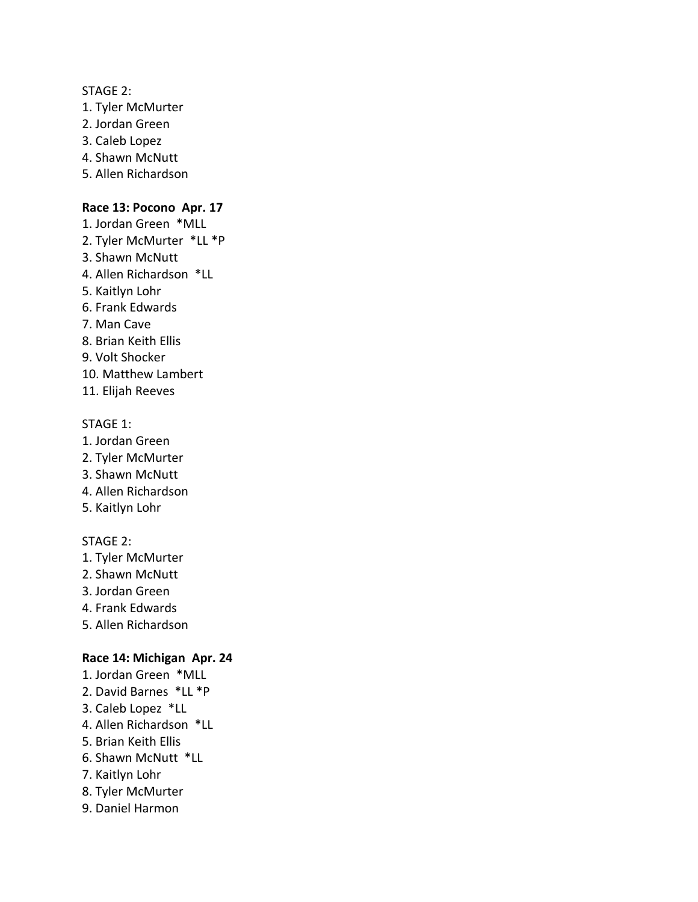STAGE 2:
1. Tyler McMurter
2. Jordan Green
3. Caleb Lopez
4. Shawn McNutt
5. Allen Richardson

**Race 13: Pocono Apr. 17**
1. Jordan Green *MLL
2. Tyler McMurter *LL *P
3. Shawn McNutt
4. Allen Richardson *LL
5. Kaitlyn Lohr
6. Frank Edwards
7. Man Cave
8. Brian Keith Ellis
9. Volt Shocker
10. Matthew Lambert
11. Elijah Reeves

STAGE 1:
1. Jordan Green
2. Tyler McMurter
3. Shawn McNutt
4. Allen Richardson
5. Kaitlyn Lohr

STAGE 2:
1. Tyler McMurter
2. Shawn McNutt
3. Jordan Green
4. Frank Edwards
5. Allen Richardson

**Race 14: Michigan Apr. 24**
1. Jordan Green *MLL
2. David Barnes *LL *P
3. Caleb Lopez *LL
4. Allen Richardson *LL
5. Brian Keith Ellis
6. Shawn McNutt *LL
7. Kaitlyn Lohr
8. Tyler McMurter
9. Daniel Harmon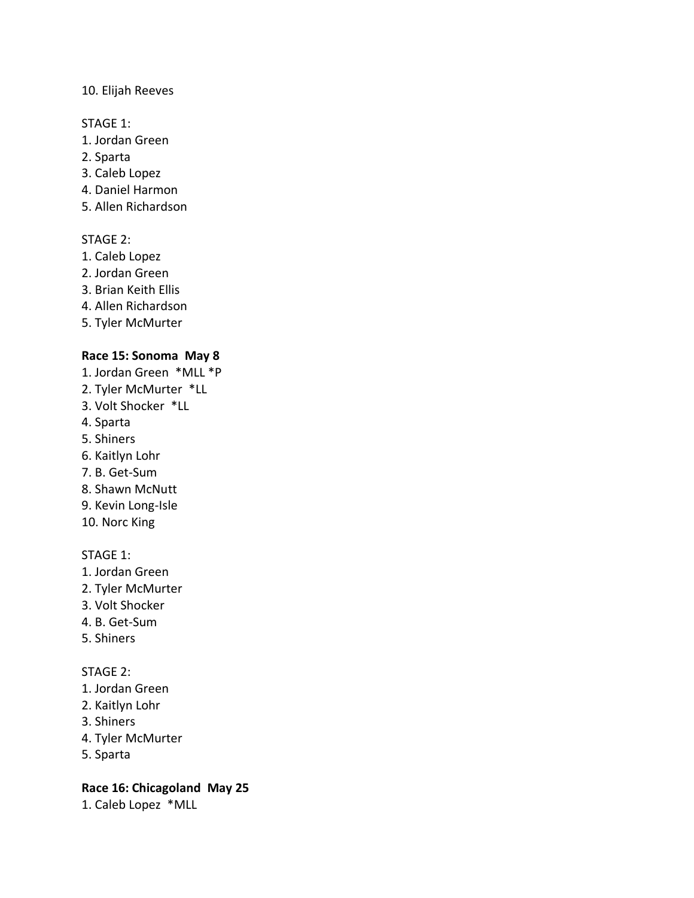10. Elijah Reeves

STAGE 1:
1. Jordan Green
2. Sparta
3. Caleb Lopez
4. Daniel Harmon
5. Allen Richardson

STAGE 2:
1. Caleb Lopez
2. Jordan Green
3. Brian Keith Ellis
4. Allen Richardson
5. Tyler McMurter

**Race 15: Sonoma May 8**
1. Jordan Green *MLL *P
2. Tyler McMurter *LL
3. Volt Shocker *LL
4. Sparta
5. Shiners
6. Kaitlyn Lohr
7. B. Get-Sum
8. Shawn McNutt
9. Kevin Long-Isle
10. Norc King

STAGE 1:
1. Jordan Green
2. Tyler McMurter
3. Volt Shocker
4. B. Get-Sum
5. Shiners

STAGE 2:
1. Jordan Green
2. Kaitlyn Lohr
3. Shiners
4. Tyler McMurter
5. Sparta

**Race 16: Chicagoland May 25**
1. Caleb Lopez *MLL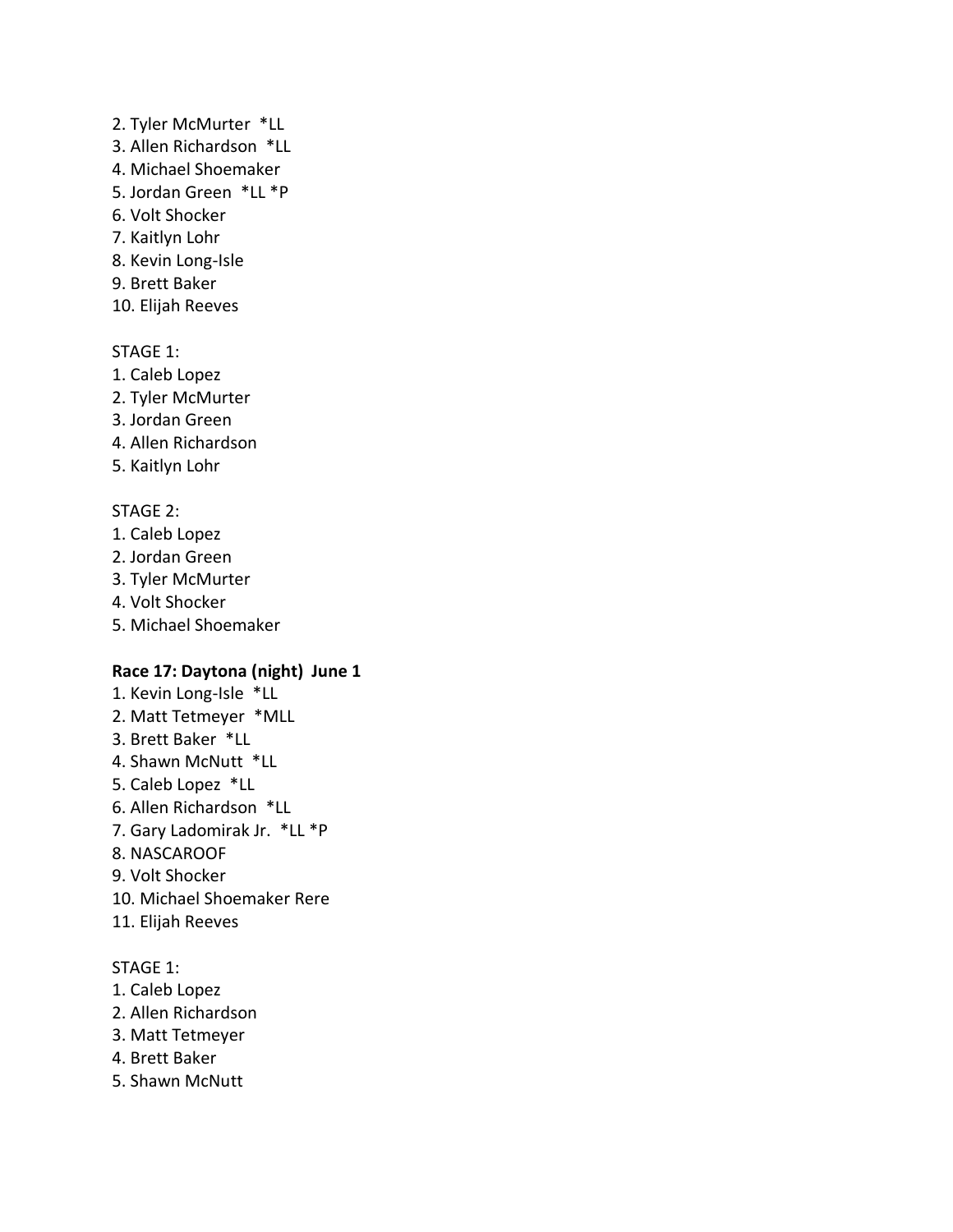2. Tyler McMurter  *LL
3. Allen Richardson  *LL
4. Michael Shoemaker
5. Jordan Green  *LL *P
6. Volt Shocker
7. Kaitlyn Lohr
8. Kevin Long-Isle
9. Brett Baker
10. Elijah Reeves

STAGE 1:
1. Caleb Lopez
2. Tyler McMurter
3. Jordan Green
4. Allen Richardson
5. Kaitlyn Lohr

STAGE 2:
1. Caleb Lopez
2. Jordan Green
3. Tyler McMurter
4. Volt Shocker
5. Michael Shoemaker

**Race 17: Daytona (night)  June 1**

1. Kevin Long-Isle  *LL
2. Matt Tetmeyer  *MLL
3. Brett Baker  *LL
4. Shawn McNutt  *LL
5. Caleb Lopez  *LL
6. Allen Richardson  *LL
7. Gary Ladomirak Jr.  *LL *P
8. NASCAROOF
9. Volt Shocker
10. Michael Shoemaker Rere
11. Elijah Reeves

STAGE 1:
1. Caleb Lopez
2. Allen Richardson
3. Matt Tetmeyer
4. Brett Baker
5. Shawn McNutt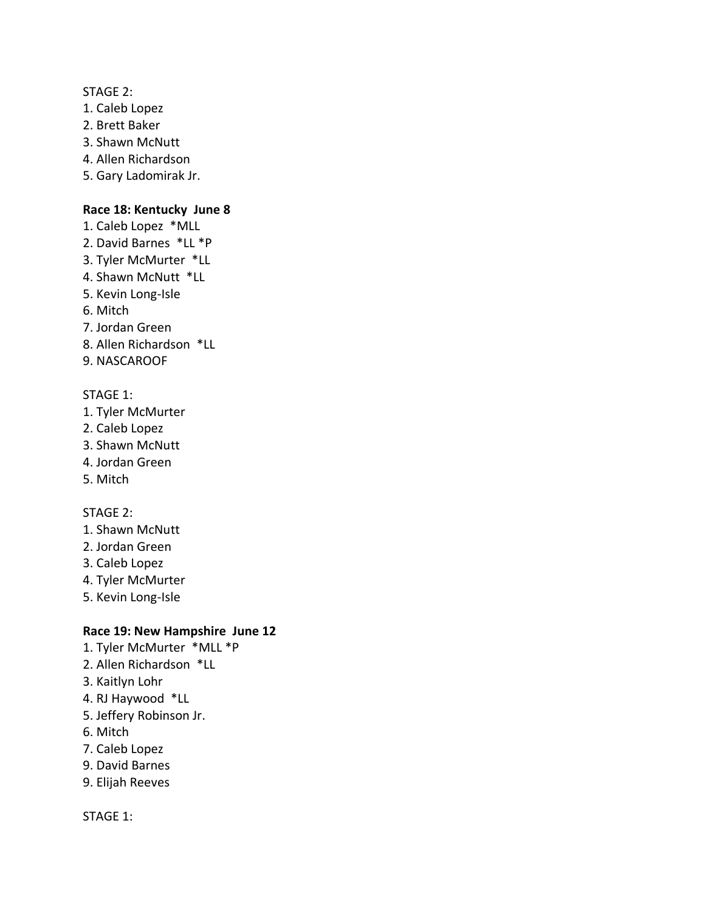STAGE 2:
1. Caleb Lopez
2. Brett Baker
3. Shawn McNutt
4. Allen Richardson
5. Gary Ladomirak Jr.

**Race 18: Kentucky  June 8**
1. Caleb Lopez  *MLL
2. David Barnes  *LL *P
3. Tyler McMurter  *LL
4. Shawn McNutt  *LL
5. Kevin Long-Isle
6. Mitch
7. Jordan Green
8. Allen Richardson  *LL
9. NASCAROOF

STAGE 1:
1. Tyler McMurter
2. Caleb Lopez
3. Shawn McNutt
4. Jordan Green
5. Mitch

STAGE 2:
1. Shawn McNutt
2. Jordan Green
3. Caleb Lopez
4. Tyler McMurter
5. Kevin Long-Isle

**Race 19: New Hampshire  June 12**
1. Tyler McMurter  *MLL *P
2. Allen Richardson  *LL
3. Kaitlyn Lohr
4. RJ Haywood  *LL
5. Jeffery Robinson Jr.
6. Mitch
7. Caleb Lopez
9. David Barnes
9. Elijah Reeves

STAGE 1: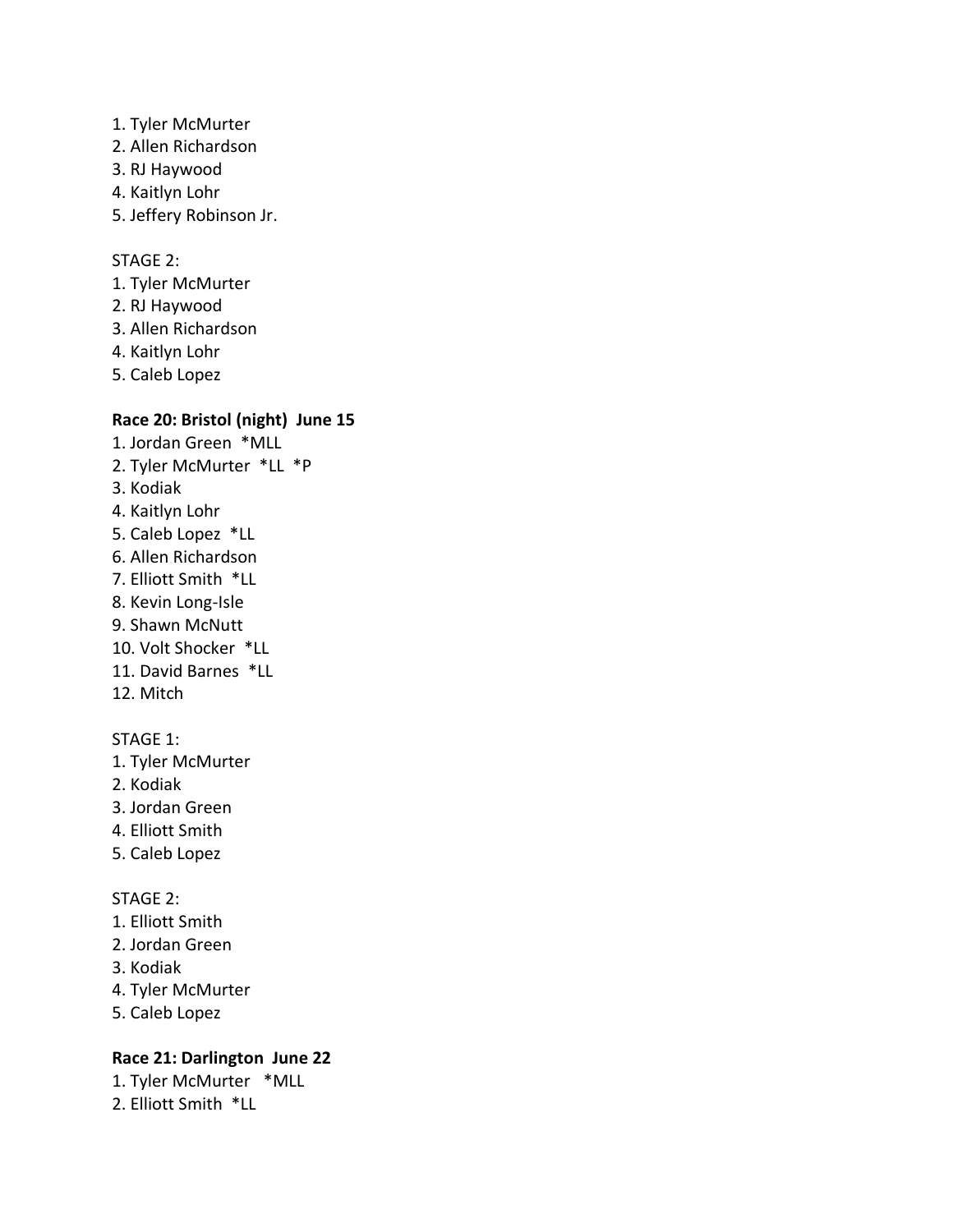1. Tyler McMurter
2. Allen Richardson
3. RJ Haywood
4. Kaitlyn Lohr
5. Jeffery Robinson Jr.

STAGE 2:
1. Tyler McMurter
2. RJ Haywood
3. Allen Richardson
4. Kaitlyn Lohr
5. Caleb Lopez

**Race 20: Bristol (night) June 15**

1. Jordan Green *MLL
2. Tyler McMurter *LL *P
3. Kodiak
4. Kaitlyn Lohr
5. Caleb Lopez *LL
6. Allen Richardson
7. Elliott Smith *LL
8. Kevin Long-Isle
9. Shawn McNutt
10. Volt Shocker *LL
11. David Barnes *LL
12. Mitch

STAGE 1:
1. Tyler McMurter
2. Kodiak
3. Jordan Green
4. Elliott Smith
5. Caleb Lopez

STAGE 2:
1. Elliott Smith
2. Jordan Green
3. Kodiak
4. Tyler McMurter
5. Caleb Lopez

**Race 21: Darlington June 22**

1. Tyler McMurter *MLL
2. Elliott Smith *LL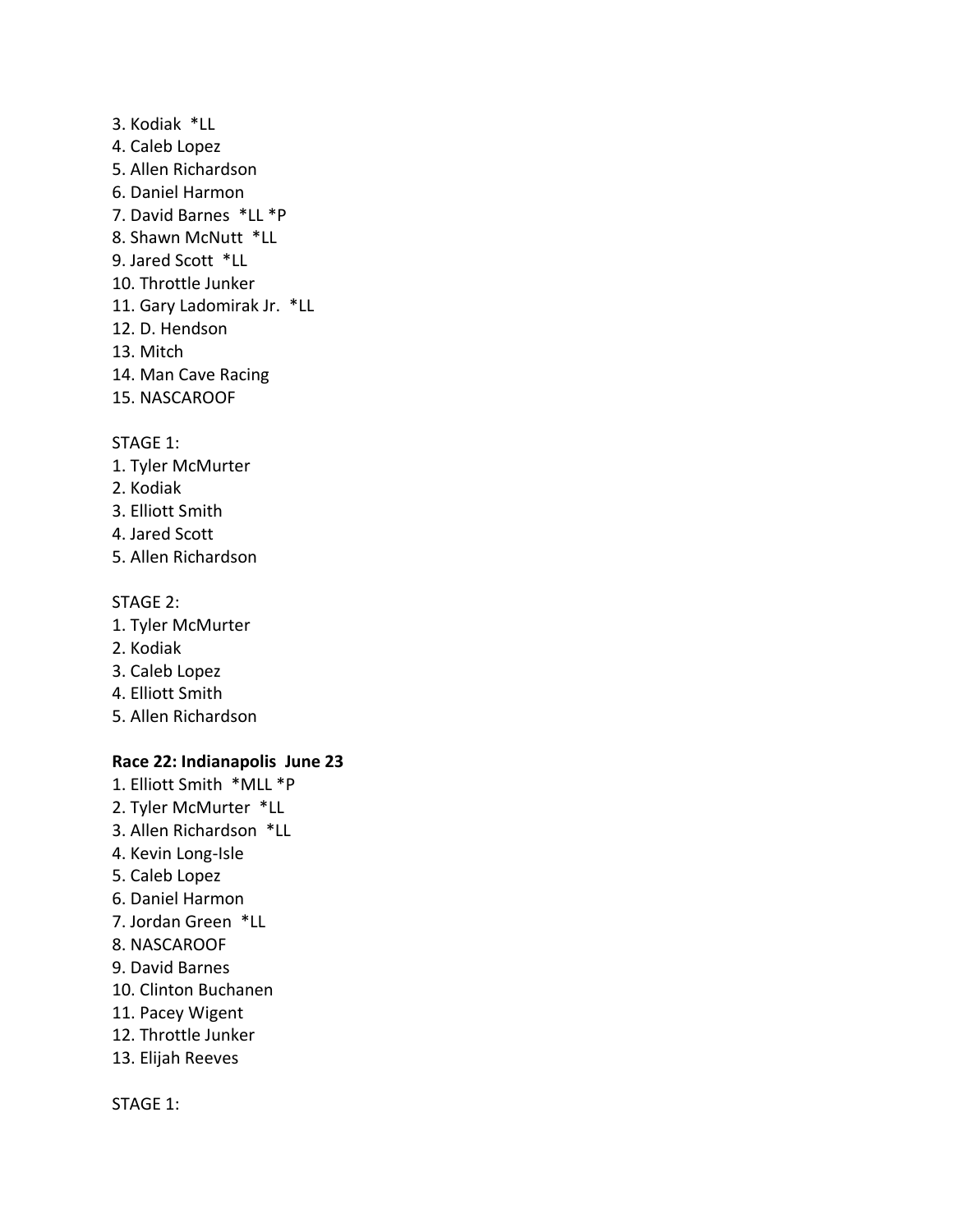3. Kodiak *LL
4. Caleb Lopez
5. Allen Richardson
6. Daniel Harmon
7. David Barnes *LL *P
8. Shawn McNutt *LL
9. Jared Scott *LL
10. Throttle Junker
11. Gary Ladomirak Jr. *LL
12. D. Hendson
13. Mitch
14. Man Cave Racing
15. NASCAROOF

STAGE 1:
1. Tyler McMurter
2. Kodiak
3. Elliott Smith
4. Jared Scott
5. Allen Richardson

STAGE 2:
1. Tyler McMurter
2. Kodiak
3. Caleb Lopez
4. Elliott Smith
5. Allen Richardson

**Race 22: Indianapolis June 23**
1. Elliott Smith *MLL *P
2. Tyler McMurter *LL
3. Allen Richardson *LL
4. Kevin Long-Isle
5. Caleb Lopez
6. Daniel Harmon
7. Jordan Green *LL
8. NASCAROOF
9. David Barnes
10. Clinton Buchanen
11. Pacey Wigent
12. Throttle Junker
13. Elijah Reeves

STAGE 1: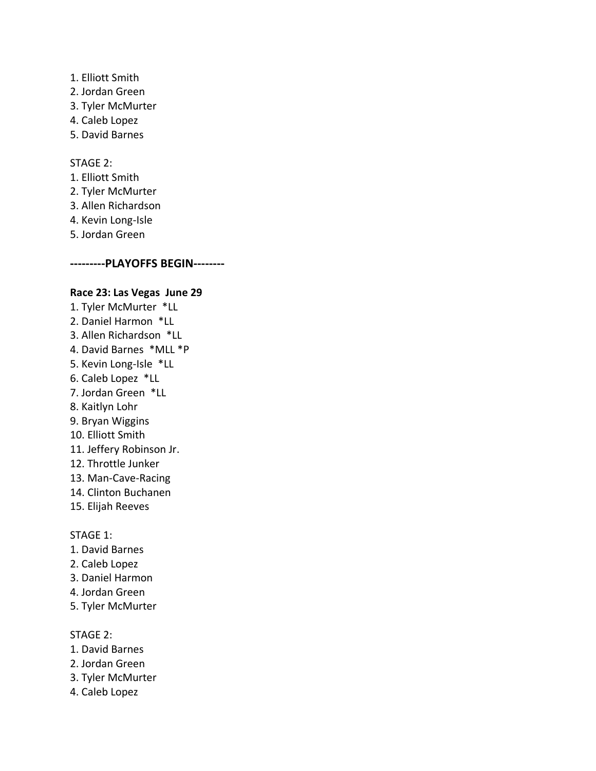1. Elliott Smith
2. Jordan Green
3. Tyler McMurter
4. Caleb Lopez
5. David Barnes

STAGE 2:
1. Elliott Smith
2. Tyler McMurter
3. Allen Richardson
4. Kevin Long-Isle
5. Jordan Green

**---------PLAYOFFS BEGIN--------**

**Race 23: Las Vegas June 29**
1. Tyler McMurter *LL
2. Daniel Harmon *LL
3. Allen Richardson *LL
4. David Barnes *MLL *P
5. Kevin Long-Isle *LL
6. Caleb Lopez *LL
7. Jordan Green *LL
8. Kaitlyn Lohr
9. Bryan Wiggins
10. Elliott Smith
11. Jeffery Robinson Jr.
12. Throttle Junker
13. Man-Cave-Racing
14. Clinton Buchanen
15. Elijah Reeves

STAGE 1:
1. David Barnes
2. Caleb Lopez
3. Daniel Harmon
4. Jordan Green
5. Tyler McMurter

STAGE 2:
1. David Barnes
2. Jordan Green
3. Tyler McMurter
4. Caleb Lopez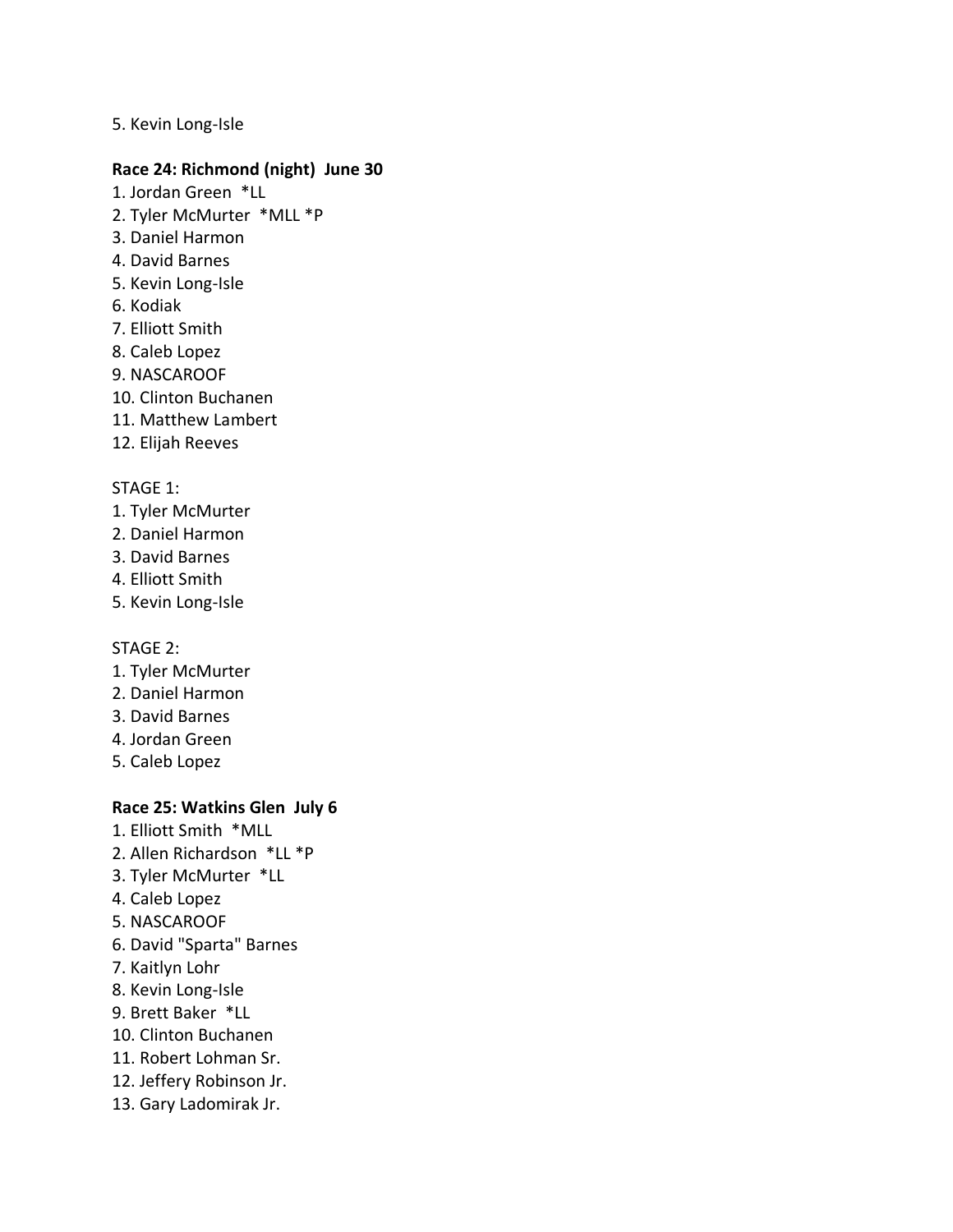5. Kevin Long-Isle

**Race 24: Richmond (night)  June 30**

1. Jordan Green  *LL
2. Tyler McMurter  *MLL *P
3. Daniel Harmon
4. David Barnes
5. Kevin Long-Isle
6. Kodiak
7. Elliott Smith
8. Caleb Lopez
9. NASCAROOF
10. Clinton Buchanen
11. Matthew Lambert
12. Elijah Reeves

STAGE 1:

1. Tyler McMurter
2. Daniel Harmon
3. David Barnes
4. Elliott Smith
5. Kevin Long-Isle

STAGE 2:

1. Tyler McMurter
2. Daniel Harmon
3. David Barnes
4. Jordan Green
5. Caleb Lopez

**Race 25: Watkins Glen  July 6**

1. Elliott Smith  *MLL
2. Allen Richardson  *LL *P
3. Tyler McMurter  *LL
4. Caleb Lopez
5. NASCAROOF
6. David "Sparta" Barnes
7. Kaitlyn Lohr
8. Kevin Long-Isle
9. Brett Baker  *LL
10. Clinton Buchanen
11. Robert Lohman Sr.
12. Jeffery Robinson Jr.
13. Gary Ladomirak Jr.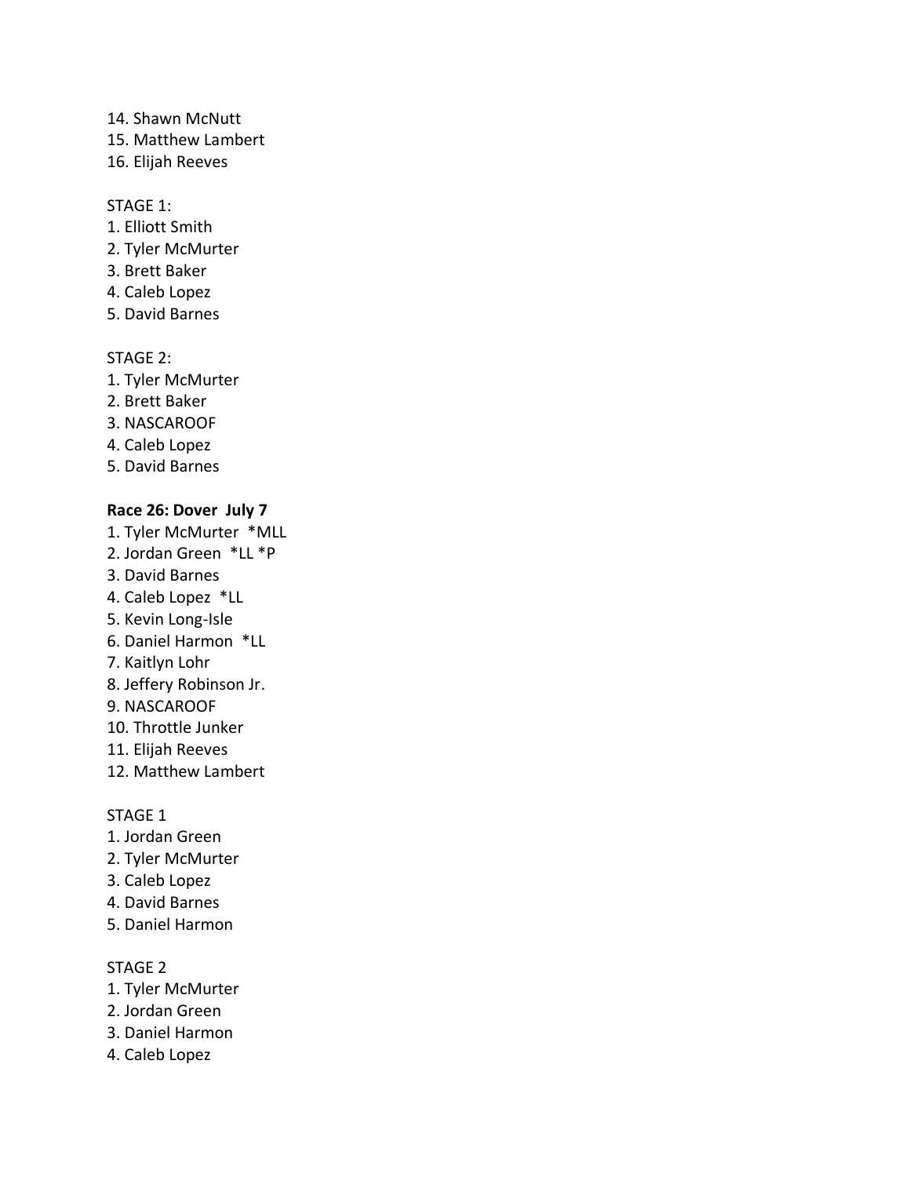14. Shawn McNutt
15. Matthew Lambert
16. Elijah Reeves

STAGE 1:
1. Elliott Smith
2. Tyler McMurter
3. Brett Baker
4. Caleb Lopez
5. David Barnes

STAGE 2:
1. Tyler McMurter
2. Brett Baker
3. NASCAROOF
4. Caleb Lopez
5. David Barnes

**Race 26: Dover  July 7**

1. Tyler McMurter  *MLL
2. Jordan Green  *LL *P
3. David Barnes
4. Caleb Lopez  *LL
5. Kevin Long-Isle
6. Daniel Harmon  *LL
7. Kaitlyn Lohr
8. Jeffery Robinson Jr.
9. NASCAROOF
10. Throttle Junker
11. Elijah Reeves
12. Matthew Lambert

STAGE 1
1. Jordan Green
2. Tyler McMurter
3. Caleb Lopez
4. David Barnes
5. Daniel Harmon

STAGE 2
1. Tyler McMurter
2. Jordan Green
3. Daniel Harmon
4. Caleb Lopez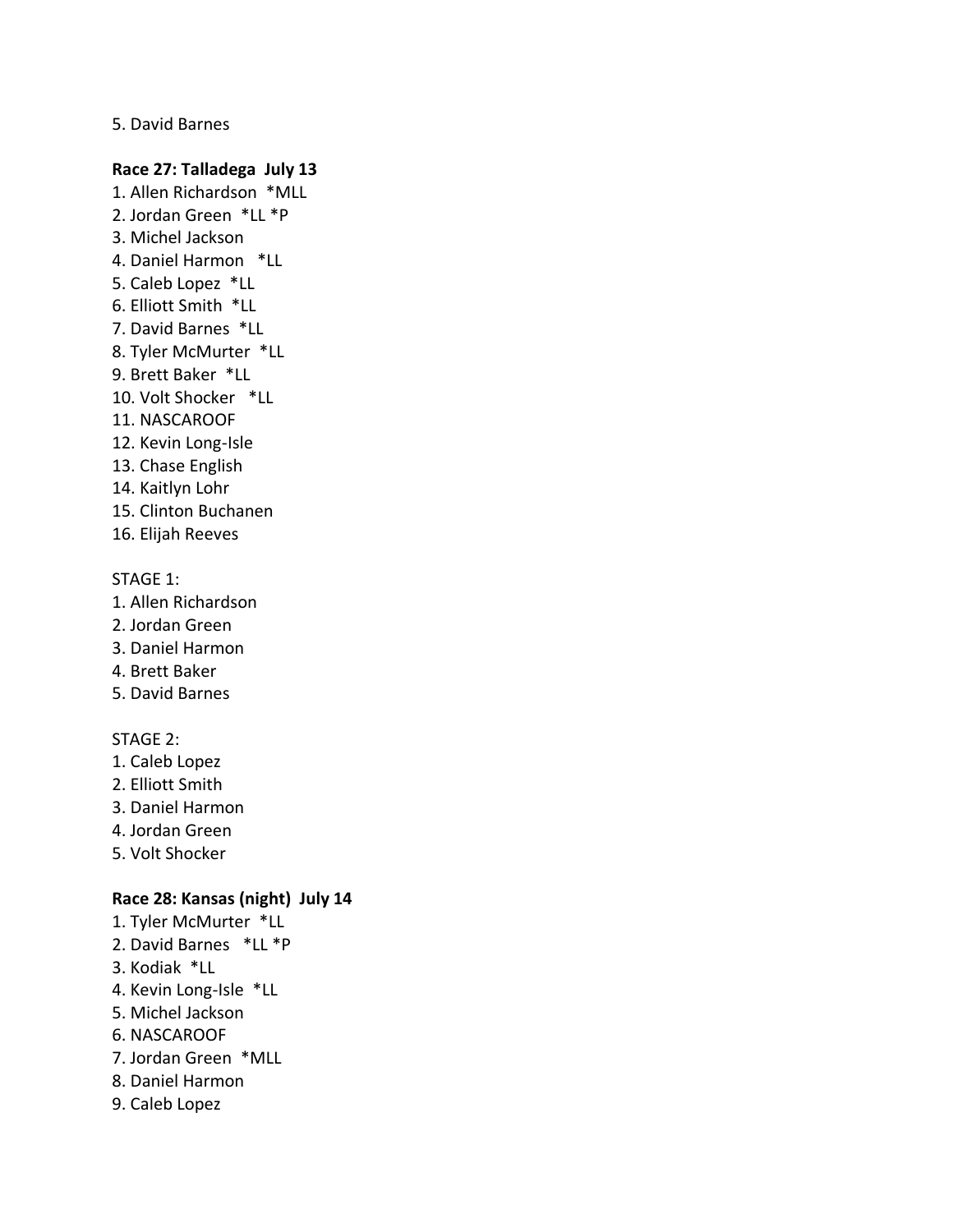5. David Barnes

**Race 27: Talladega July 13**

1. Allen Richardson *MLL
2. Jordan Green *LL *P
3. Michel Jackson
4. Daniel Harmon *LL
5. Caleb Lopez *LL
6. Elliott Smith *LL
7. David Barnes *LL
8. Tyler McMurter *LL
9. Brett Baker *LL
10. Volt Shocker *LL
11. NASCAROOF
12. Kevin Long-Isle
13. Chase English
14. Kaitlyn Lohr
15. Clinton Buchanen
16. Elijah Reeves

STAGE 1:

1. Allen Richardson
2. Jordan Green
3. Daniel Harmon
4. Brett Baker
5. David Barnes

STAGE 2:

1. Caleb Lopez
2. Elliott Smith
3. Daniel Harmon
4. Jordan Green
5. Volt Shocker

**Race 28: Kansas (night) July 14**

1. Tyler McMurter *LL
2. David Barnes *LL *P
3. Kodiak *LL
4. Kevin Long-Isle *LL
5. Michel Jackson
6. NASCAROOF
7. Jordan Green *MLL
8. Daniel Harmon
9. Caleb Lopez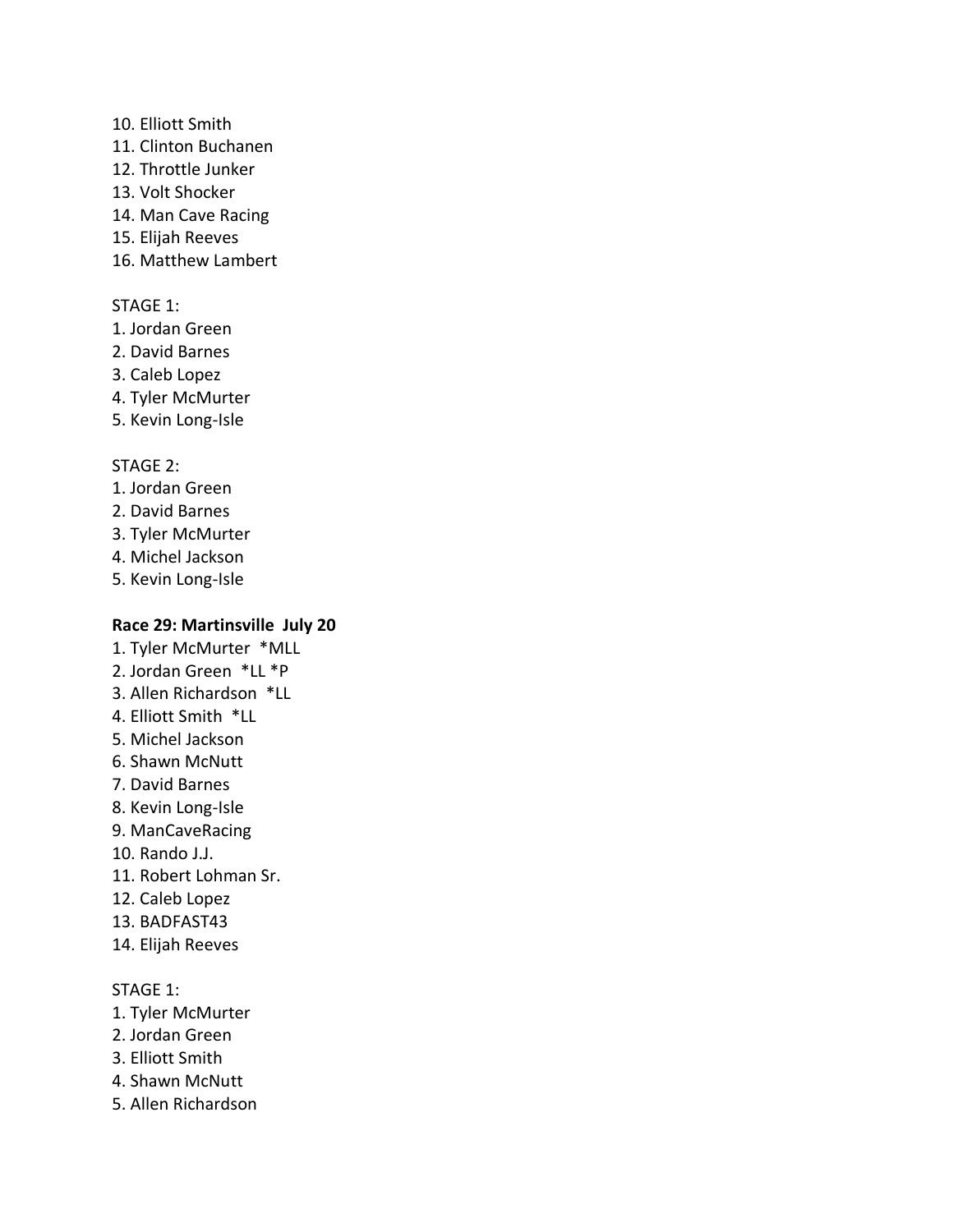10. Elliott Smith
11. Clinton Buchanen
12. Throttle Junker
13. Volt Shocker
14. Man Cave Racing
15. Elijah Reeves
16. Matthew Lambert

STAGE 1:
1. Jordan Green
2. David Barnes
3. Caleb Lopez
4. Tyler McMurter
5. Kevin Long-Isle

STAGE 2:
1. Jordan Green
2. David Barnes
3. Tyler McMurter
4. Michel Jackson
5. Kevin Long-Isle

**Race 29: Martinsville  July 20**

1. Tyler McMurter  *MLL
2. Jordan Green  *LL *P
3. Allen Richardson  *LL
4. Elliott Smith  *LL
5. Michel Jackson
6. Shawn McNutt
7. David Barnes
8. Kevin Long-Isle
9. ManCaveRacing
10. Rando J.J.
11. Robert Lohman Sr.
12. Caleb Lopez
13. BADFAST43
14. Elijah Reeves

STAGE 1:
1. Tyler McMurter
2. Jordan Green
3. Elliott Smith
4. Shawn McNutt
5. Allen Richardson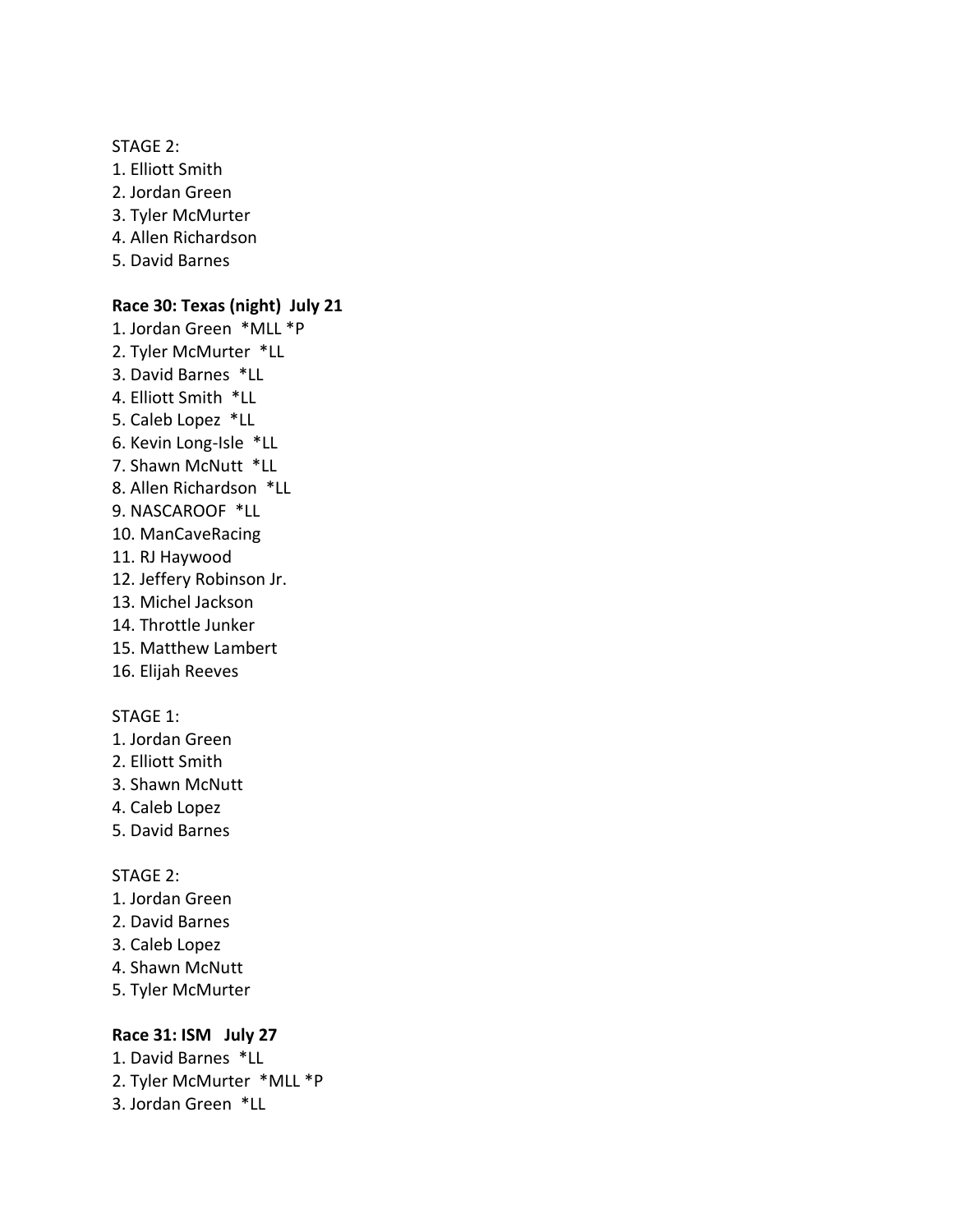STAGE 2:
1. Elliott Smith
2. Jordan Green
3. Tyler McMurter
4. Allen Richardson
5. David Barnes

**Race 30: Texas (night)  July 21**
1. Jordan Green  *MLL *P
2. Tyler McMurter  *LL
3. David Barnes  *LL
4. Elliott Smith  *LL
5. Caleb Lopez  *LL
6. Kevin Long-Isle  *LL
7. Shawn McNutt  *LL
8. Allen Richardson  *LL
9. NASCAROOF  *LL
10. ManCaveRacing
11. RJ Haywood
12. Jeffery Robinson Jr.
13. Michel Jackson
14. Throttle Junker
15. Matthew Lambert
16. Elijah Reeves

STAGE 1:
1. Jordan Green
2. Elliott Smith
3. Shawn McNutt
4. Caleb Lopez
5. David Barnes

STAGE 2:
1. Jordan Green
2. David Barnes
3. Caleb Lopez
4. Shawn McNutt
5. Tyler McMurter

**Race 31: ISM   July 27**
1. David Barnes  *LL
2. Tyler McMurter  *MLL *P
3. Jordan Green  *LL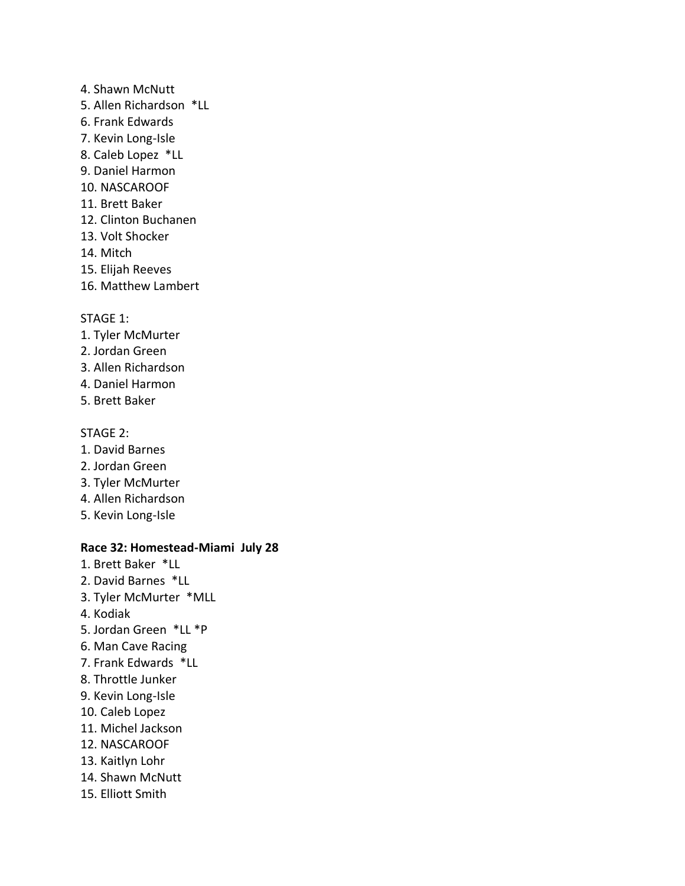4. Shawn McNutt
5. Allen Richardson  *LL
6. Frank Edwards
7. Kevin Long-Isle
8. Caleb Lopez  *LL
9. Daniel Harmon
10. NASCAROOF
11. Brett Baker
12. Clinton Buchanen
13. Volt Shocker
14. Mitch
15. Elijah Reeves
16. Matthew Lambert

STAGE 1:
1. Tyler McMurter
2. Jordan Green
3. Allen Richardson
4. Daniel Harmon
5. Brett Baker

STAGE 2:
1. David Barnes
2. Jordan Green
3. Tyler McMurter
4. Allen Richardson
5. Kevin Long-Isle

**Race 32: Homestead-Miami  July 28**
1. Brett Baker  *LL
2. David Barnes  *LL
3. Tyler McMurter  *MLL
4. Kodiak
5. Jordan Green  *LL *P
6. Man Cave Racing
7. Frank Edwards  *LL
8. Throttle Junker
9. Kevin Long-Isle
10. Caleb Lopez
11. Michel Jackson
12. NASCAROOF
13. Kaitlyn Lohr
14. Shawn McNutt
15. Elliott Smith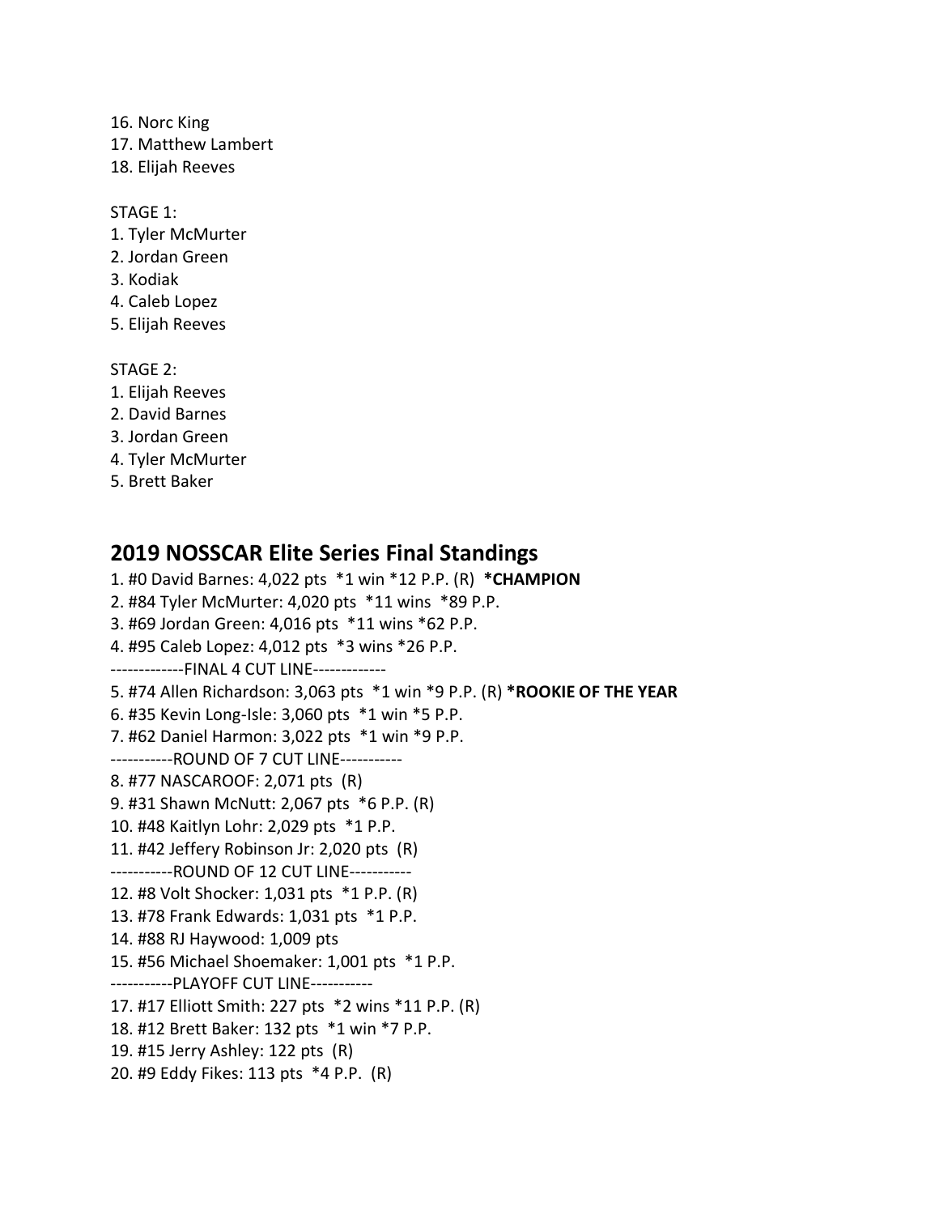16. Norc King
17. Matthew Lambert
18. Elijah Reeves

STAGE 1:
1. Tyler McMurter
2. Jordan Green
3. Kodiak
4. Caleb Lopez
5. Elijah Reeves

STAGE 2:
1. Elijah Reeves
2. David Barnes
3. Jordan Green
4. Tyler McMurter
5. Brett Baker

## 2019 NOSSCAR Elite Series Final Standings

1. #0 David Barnes: 4,022 pts *1 win *12 P.P. (R) ***CHAMPION**
2. #84 Tyler McMurter: 4,020 pts *11 wins *89 P.P.
3. #69 Jordan Green: 4,016 pts *11 wins *62 P.P.
4. #95 Caleb Lopez: 4,012 pts *3 wins *26 P.P.

-------------FINAL 4 CUT LINE-------------

5. #74 Allen Richardson: 3,063 pts *1 win *9 P.P. (R) ***ROOKIE OF THE YEAR**
6. #35 Kevin Long-Isle: 3,060 pts *1 win *5 P.P.
7. #62 Daniel Harmon: 3,022 pts *1 win *9 P.P.

-----------ROUND OF 7 CUT LINE-----------

8. #77 NASCAROOF: 2,071 pts (R)
9. #31 Shawn McNutt: 2,067 pts *6 P.P. (R)
10. #48 Kaitlyn Lohr: 2,029 pts *1 P.P.
11. #42 Jeffery Robinson Jr: 2,020 pts (R)

-----------ROUND OF 12 CUT LINE-----------

12. #8 Volt Shocker: 1,031 pts *1 P.P. (R)
13. #78 Frank Edwards: 1,031 pts *1 P.P.
14. #88 RJ Haywood: 1,009 pts
15. #56 Michael Shoemaker: 1,001 pts *1 P.P.

-----------PLAYOFF CUT LINE-----------

17. #17 Elliott Smith: 227 pts *2 wins *11 P.P. (R)
18. #12 Brett Baker: 132 pts *1 win *7 P.P.
19. #15 Jerry Ashley: 122 pts (R)
20. #9 Eddy Fikes: 113 pts *4 P.P. (R)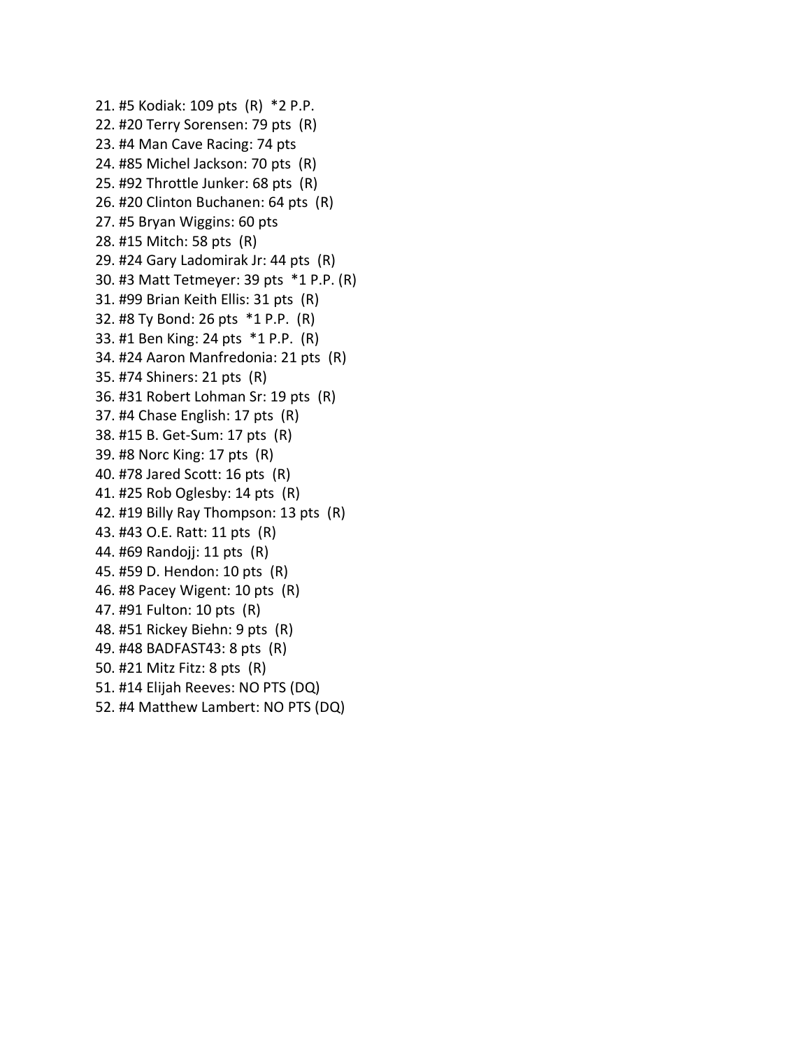21. #5 Kodiak: 109 pts (R) *2 P.P.
22. #20 Terry Sorensen: 79 pts (R)
23. #4 Man Cave Racing: 74 pts
24. #85 Michel Jackson: 70 pts (R)
25. #92 Throttle Junker: 68 pts (R)
26. #20 Clinton Buchanen: 64 pts (R)
27. #5 Bryan Wiggins: 60 pts
28. #15 Mitch: 58 pts (R)
29. #24 Gary Ladomirak Jr: 44 pts (R)
30. #3 Matt Tetmeyer: 39 pts *1 P.P. (R)
31. #99 Brian Keith Ellis: 31 pts (R)
32. #8 Ty Bond: 26 pts *1 P.P. (R)
33. #1 Ben King: 24 pts *1 P.P. (R)
34. #24 Aaron Manfredonia: 21 pts (R)
35. #74 Shiners: 21 pts (R)
36. #31 Robert Lohman Sr: 19 pts (R)
37. #4 Chase English: 17 pts (R)
38. #15 B. Get-Sum: 17 pts (R)
39. #8 Norc King: 17 pts (R)
40. #78 Jared Scott: 16 pts (R)
41. #25 Rob Oglesby: 14 pts (R)
42. #19 Billy Ray Thompson: 13 pts (R)
43. #43 O.E. Ratt: 11 pts (R)
44. #69 Randojj: 11 pts (R)
45. #59 D. Hendon: 10 pts (R)
46. #8 Pacey Wigent: 10 pts (R)
47. #91 Fulton: 10 pts (R)
48. #51 Rickey Biehn: 9 pts (R)
49. #48 BADFAST43: 8 pts (R)
50. #21 Mitz Fitz: 8 pts (R)
51. #14 Elijah Reeves: NO PTS (DQ)
52. #4 Matthew Lambert: NO PTS (DQ)